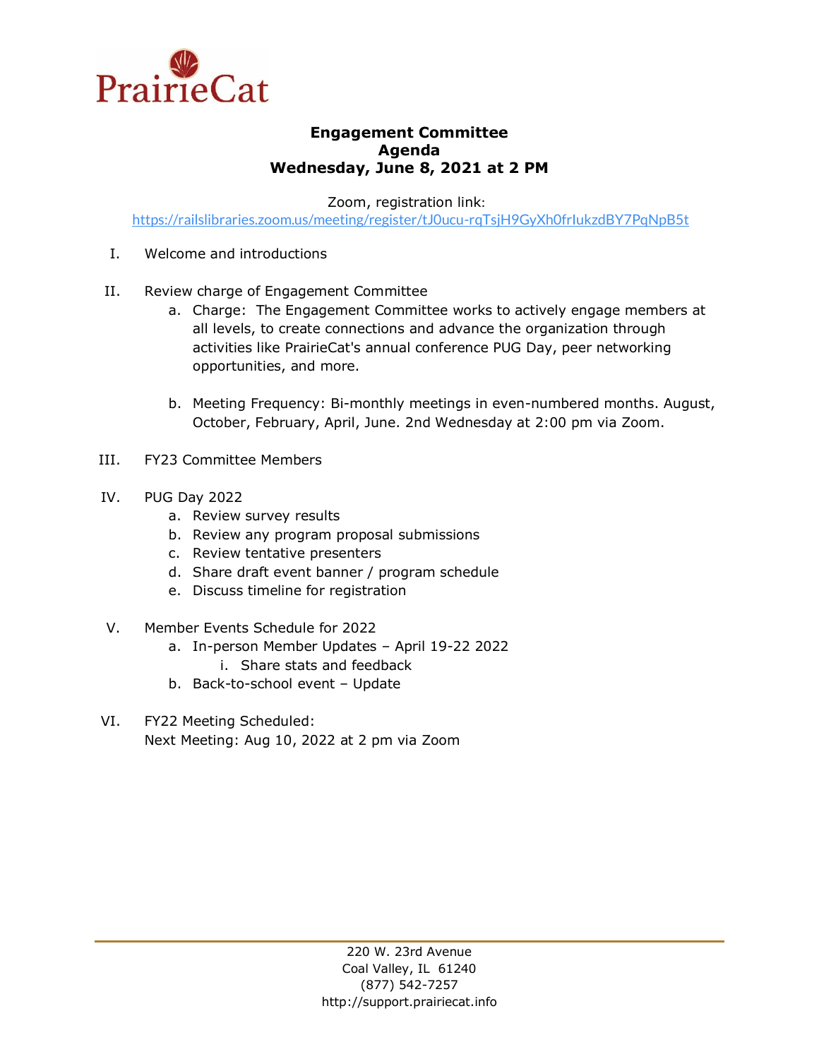PrairieCat

**Engagement Committee**
**Agenda**
**Wednesday, June 8, 2021 at 2 PM**

Zoom, registration link:
https://railslibraries.zoom.us/meeting/register/tJ0ucu-rqTsjH9GyXh0frIukzdBY7PqNpB5t

I. Welcome and introductions

II. Review charge of Engagement Committee
   a. Charge: The Engagement Committee works to actively engage members at all levels, to create connections and advance the organization through activities like PrairieCat's annual conference PUG Day, peer networking opportunities, and more.

   b. Meeting Frequency: Bi-monthly meetings in even-numbered months. August, October, February, April, June. 2nd Wednesday at 2:00 pm via Zoom.

III. FY23 Committee Members

IV. PUG Day 2022
   a. Review survey results
   b. Review any program proposal submissions
   c. Review tentative presenters
   d. Share draft event banner / program schedule
   e. Discuss timeline for registration

V. Member Events Schedule for 2022
   a. In-person Member Updates – April 19-22 2022
      i. Share stats and feedback
   b. Back-to-school event – Update

VI. FY22 Meeting Scheduled:
Next Meeting: Aug 10, 2022 at 2 pm via Zoom

220 W. 23rd Avenue
Coal Valley, IL 61240
(877) 542-7257
http://support.prairiecat.info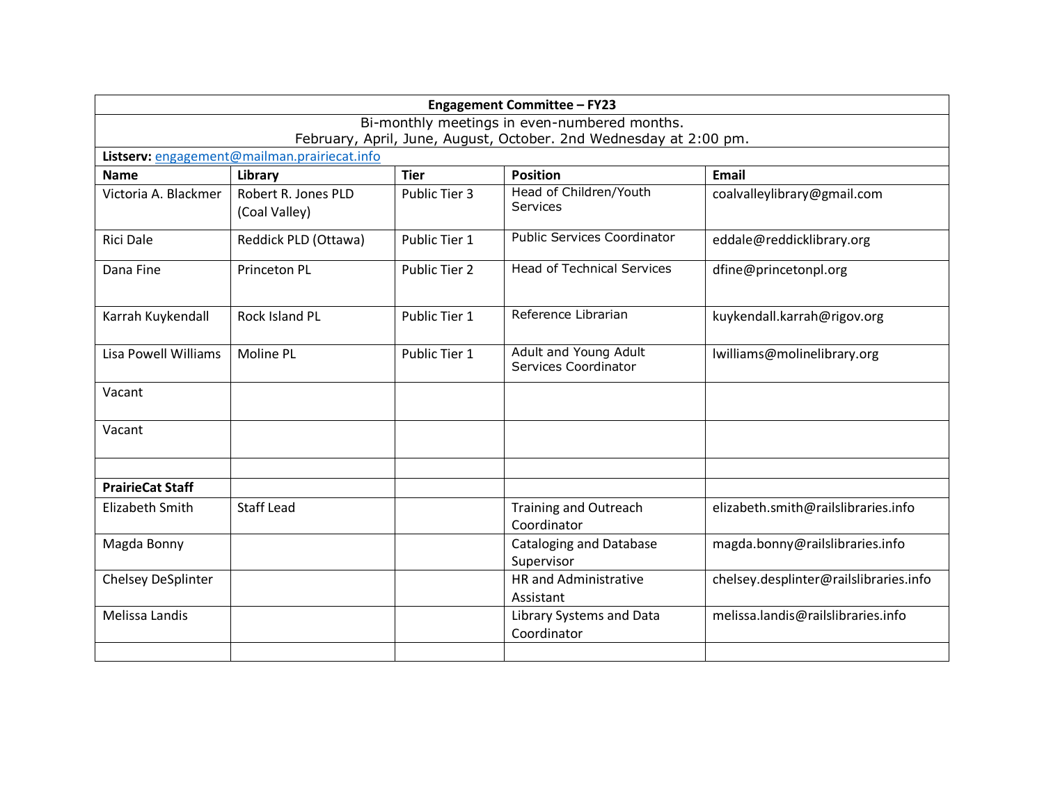| Engagement Committee – FY23 | | | | |
|---|---|---|---|---|
| Bi-monthly meetings in even-numbered months. February, April, June, August, October. 2nd Wednesday at 2:00 pm. | | | | |
| **Listserv:** engagement@mailman.prairiecat.info | | | | |
| **Name** | **Library** | **Tier** | **Position** | **Email** |
| Victoria A. Blackmer | Robert R. Jones PLD (Coal Valley) | Public Tier 3 | Head of Children/Youth Services | coalvalleylibrary@gmail.com |
| Rici Dale | Reddick PLD (Ottawa) | Public Tier 1 | Public Services Coordinator | eddale@reddicklibrary.org |
| Dana Fine | Princeton PL | Public Tier 2 | Head of Technical Services | dfine@princetonpl.org |
| Karrah Kuykendall | Rock Island PL | Public Tier 1 | Reference Librarian | kuykendall.karrah@rigov.org |
| Lisa Powell Williams | Moline PL | Public Tier 1 | Adult and Young Adult Services Coordinator | lwilliams@molinelibrary.org |
| Vacant | | | | |
| Vacant | | | | |
| | | | | |
| **PrairieCat Staff** | | | | |
| Elizabeth Smith | Staff Lead | | Training and Outreach Coordinator | elizabeth.smith@railslibraries.info |
| Magda Bonny | | | Cataloging and Database Supervisor | magda.bonny@railslibraries.info |
| Chelsey DeSplinter | | | HR and Administrative Assistant | chelsey.desplinter@railslibraries.info |
| Melissa Landis | | | Library Systems and Data Coordinator | melissa.landis@railslibraries.info |
| | | | | |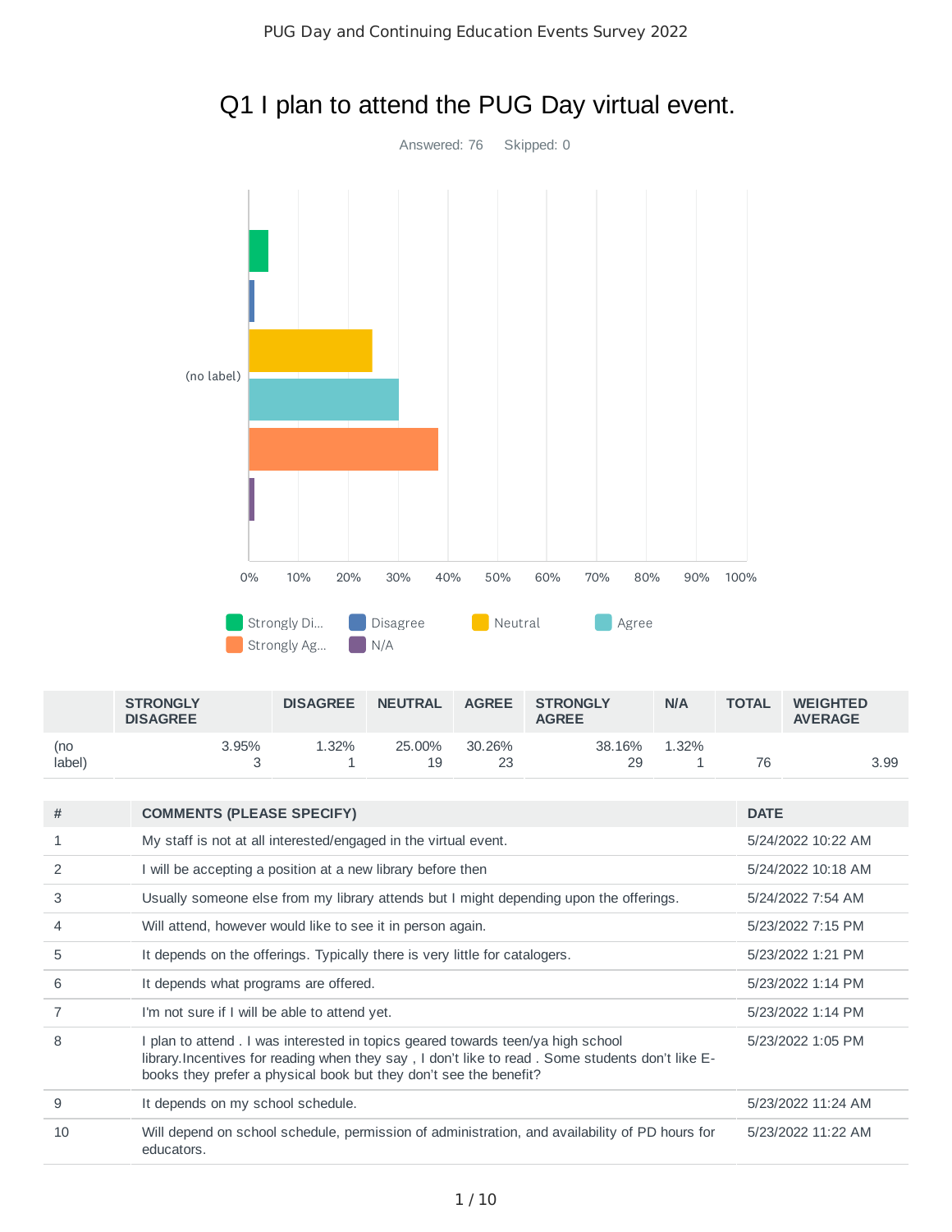# Q1 I plan to attend the PUG Day virtual event.

Answered: 76 Skipped: 0

| | STRONGLY DISAGREE | DISAGREE | NEUTRAL | AGREE | STRONGLY AGREE | N/A | TOTAL | WEIGHTED AVERAGE |
|---|---|---|---|---|---|---|---|---|
| (no label) | 3.95% 3 | 1.32% 1 | 25.00% 19 | 30.26% 23 | 38.16% 29 | 1.32% 1 | 76 | 3.99 |

| # | COMMENTS (PLEASE SPECIFY) | DATE |
|---|---|---|
| 1 | My staff is not at all interested/engaged in the virtual event. | 5/24/2022 10:22 AM |
| 2 | I will be accepting a position at a new library before then | 5/24/2022 10:18 AM |
| 3 | Usually someone else from my library attends but I might depending upon the offerings. | 5/24/2022 7:54 AM |
| 4 | Will attend, however would like to see it in person again. | 5/23/2022 7:15 PM |
| 5 | It depends on the offerings. Typically there is very little for catalogers. | 5/23/2022 1:21 PM |
| 6 | It depends what programs are offered. | 5/23/2022 1:14 PM |
| 7 | I'm not sure if I will be able to attend yet. | 5/23/2022 1:14 PM |
| 8 | I plan to attend . I was interested in topics geared towards teen/ya high school library.Incentives for reading when they say , I don't like to read . Some students don't like E-books they prefer a physical book but they don't see the benefit? | 5/23/2022 1:05 PM |
| 9 | It depends on my school schedule. | 5/23/2022 11:24 AM |
| 10 | Will depend on school schedule, permission of administration, and availability of PD hours for educators. | 5/23/2022 11:22 AM |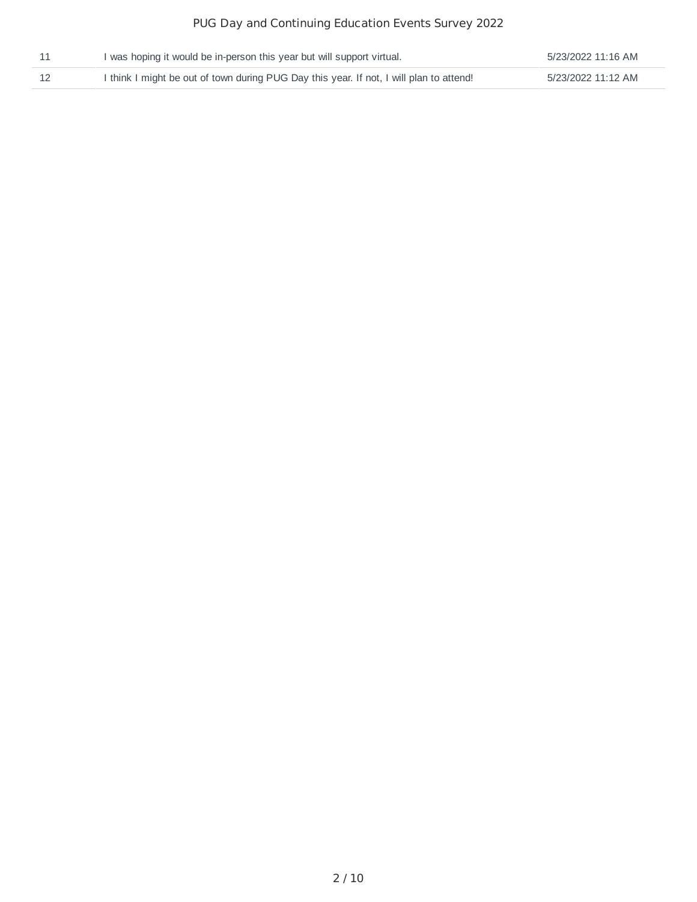| | | |
|---|---|---|
| 11 | I was hoping it would be in-person this year but will support virtual. | 5/23/2022 11:16 AM |
| 12 | I think I might be out of town during PUG Day this year. If not, I will plan to attend! | 5/23/2022 11:12 AM |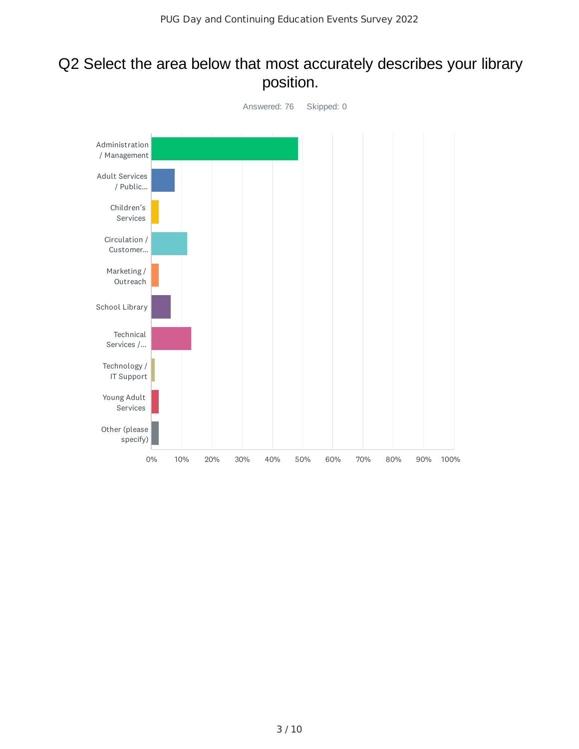## Q2 Select the area below that most accurately describes your library position.

Answered: 76 Skipped: 0

| Category |
|---|
| Administration / Management |
| Adult Services / Public... |
| Children's Services |
| Circulation / Customer... |
| Marketing / Outreach |
| School Library |
| Technical Services /... |
| Technology / IT Support |
| Young Adult Services |
| Other (please specify) |

0% 10% 20% 30% 40% 50% 60% 70% 80% 90% 100%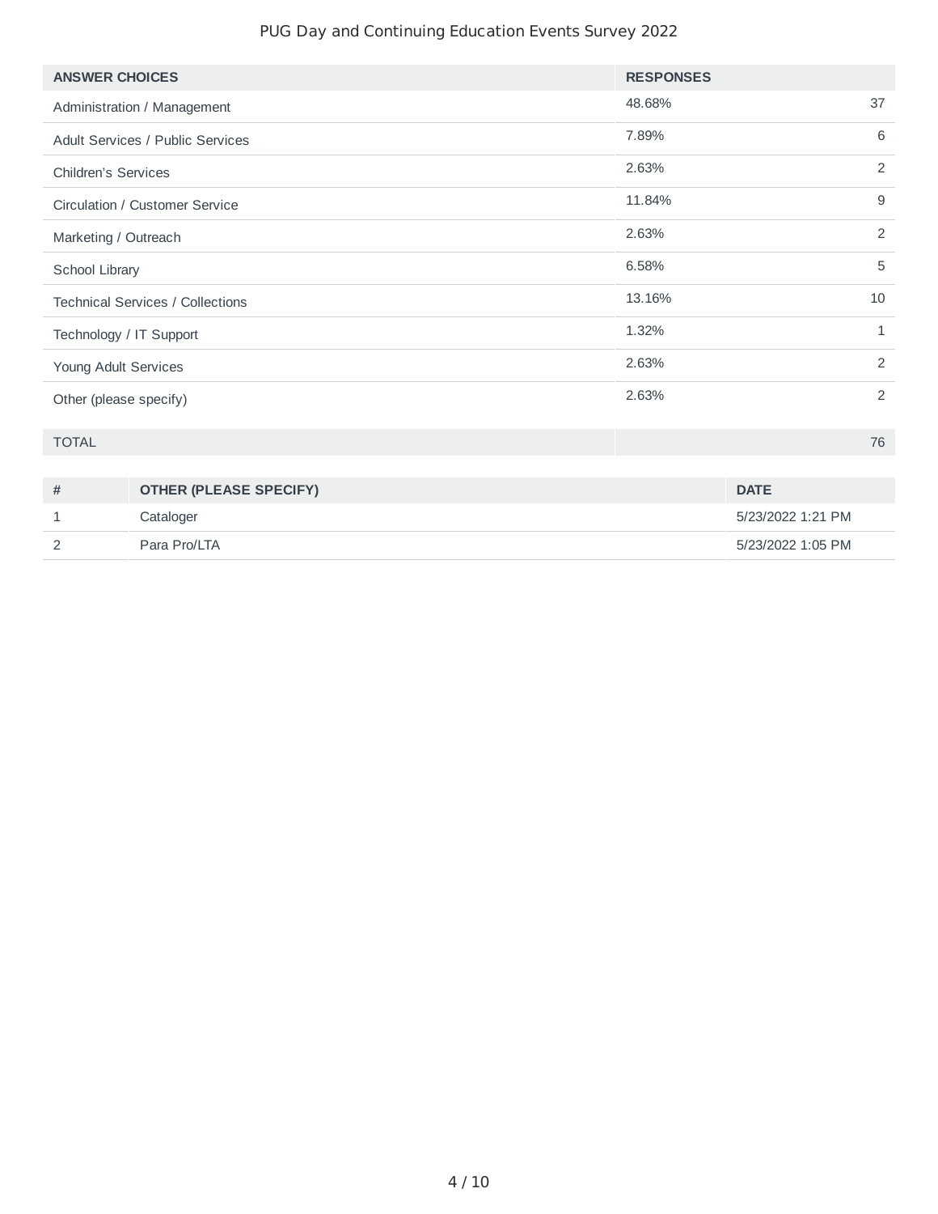| ANSWER CHOICES | RESPONSES | |
|---|---|---|
| Administration / Management | 48.68% | 37 |
| Adult Services / Public Services | 7.89% | 6 |
| Children's Services | 2.63% | 2 |
| Circulation / Customer Service | 11.84% | 9 |
| Marketing / Outreach | 2.63% | 2 |
| School Library | 6.58% | 5 |
| Technical Services / Collections | 13.16% | 10 |
| Technology / IT Support | 1.32% | 1 |
| Young Adult Services | 2.63% | 2 |
| Other (please specify) | 2.63% | 2 |
| TOTAL | | 76 |

| # | OTHER (PLEASE SPECIFY) | DATE |
|---|---|---|
| 1 | Cataloger | 5/23/2022 1:21 PM |
| 2 | Para Pro/LTA | 5/23/2022 1:05 PM |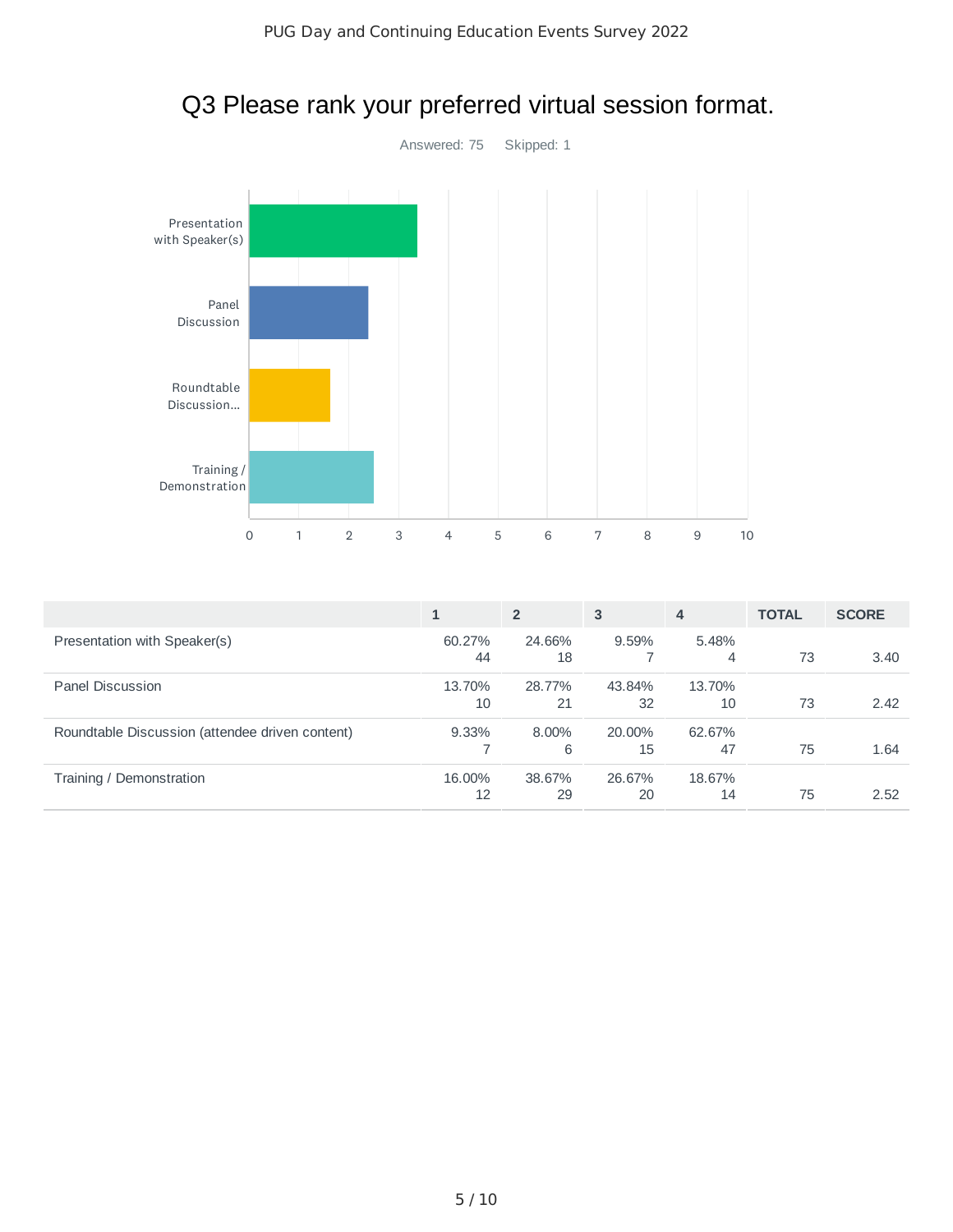# Q3 Please rank your preferred virtual session format.

Answered: 75 Skipped: 1

| | 1 | 2 | 3 | 4 | TOTAL | SCORE |
|---|---|---|---|---|---|---|
| Presentation with Speaker(s) | 60.27% 44 | 24.66% 18 | 9.59% 7 | 5.48% 4 | 73 | 3.40 |
| Panel Discussion | 13.70% 10 | 28.77% 21 | 43.84% 32 | 13.70% 10 | 73 | 2.42 |
| Roundtable Discussion (attendee driven content) | 9.33% 7 | 8.00% 6 | 20.00% 15 | 62.67% 47 | 75 | 1.64 |
| Training / Demonstration | 16.00% 12 | 38.67% 29 | 26.67% 20 | 18.67% 14 | 75 | 2.52 |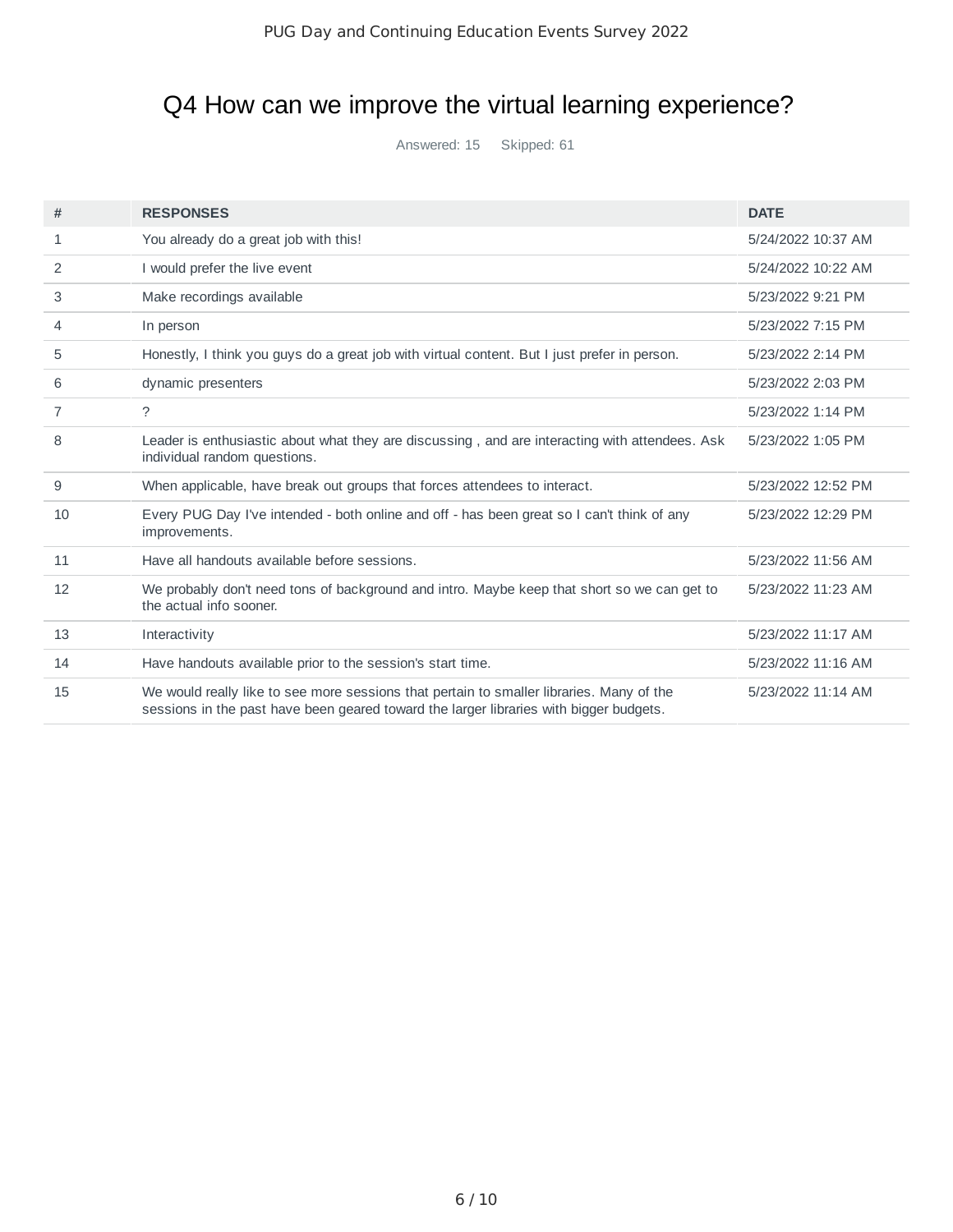# Q4 How can we improve the virtual learning experience?

Answered: 15 Skipped: 61

| # | RESPONSES | DATE |
|---|---|---|
| 1 | You already do a great job with this! | 5/24/2022 10:37 AM |
| 2 | I would prefer the live event | 5/24/2022 10:22 AM |
| 3 | Make recordings available | 5/23/2022 9:21 PM |
| 4 | In person | 5/23/2022 7:15 PM |
| 5 | Honestly, I think you guys do a great job with virtual content. But I just prefer in person. | 5/23/2022 2:14 PM |
| 6 | dynamic presenters | 5/23/2022 2:03 PM |
| 7 | ? | 5/23/2022 1:14 PM |
| 8 | Leader is enthusiastic about what they are discussing , and are interacting with attendees. Ask individual random questions. | 5/23/2022 1:05 PM |
| 9 | When applicable, have break out groups that forces attendees to interact. | 5/23/2022 12:52 PM |
| 10 | Every PUG Day I've intended - both online and off - has been great so I can't think of any improvements. | 5/23/2022 12:29 PM |
| 11 | Have all handouts available before sessions. | 5/23/2022 11:56 AM |
| 12 | We probably don't need tons of background and intro. Maybe keep that short so we can get to the actual info sooner. | 5/23/2022 11:23 AM |
| 13 | Interactivity | 5/23/2022 11:17 AM |
| 14 | Have handouts available prior to the session's start time. | 5/23/2022 11:16 AM |
| 15 | We would really like to see more sessions that pertain to smaller libraries. Many of the sessions in the past have been geared toward the larger libraries with bigger budgets. | 5/23/2022 11:14 AM |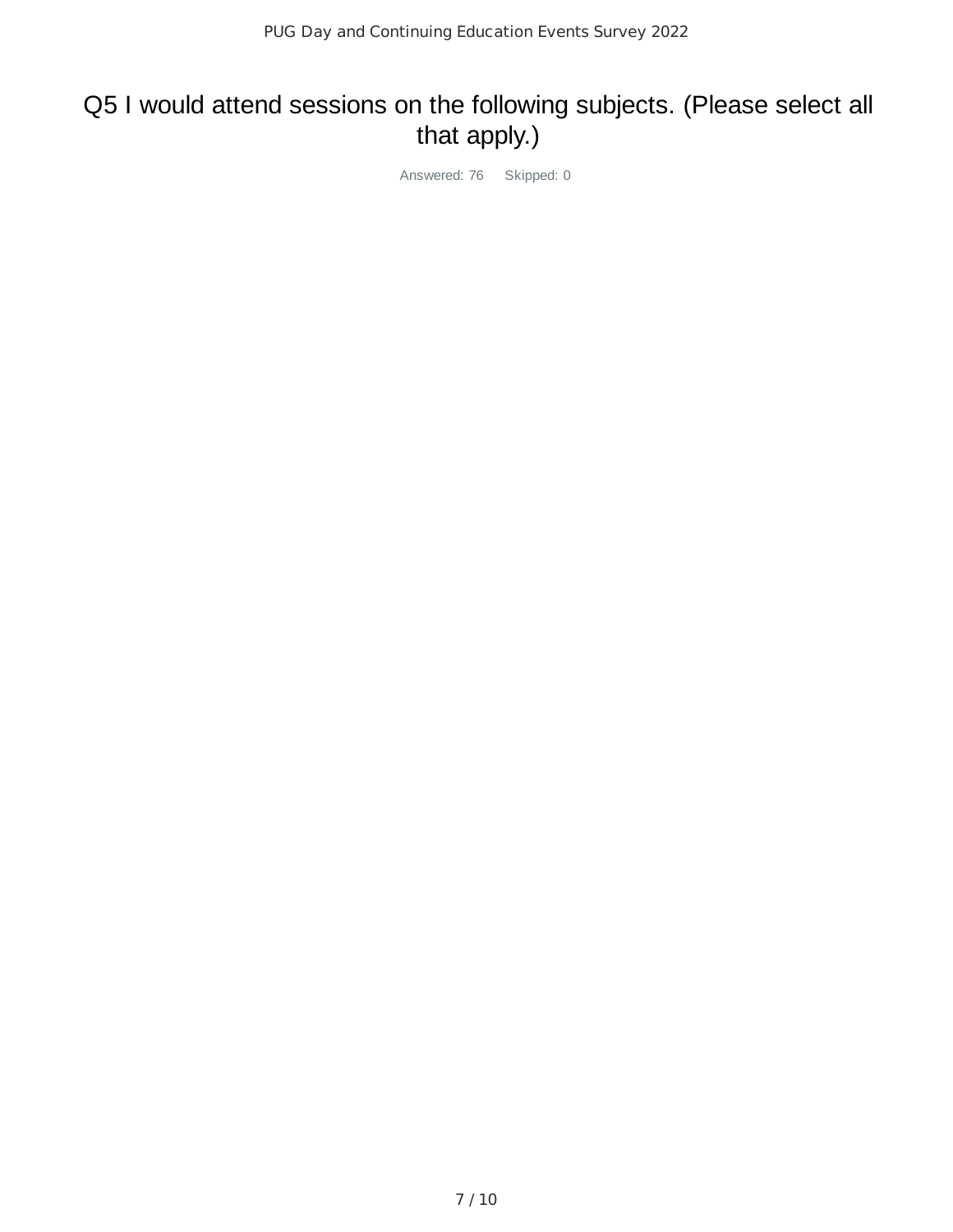# Q5 I would attend sessions on the following subjects. (Please select all that apply.)

Answered: 76 Skipped: 0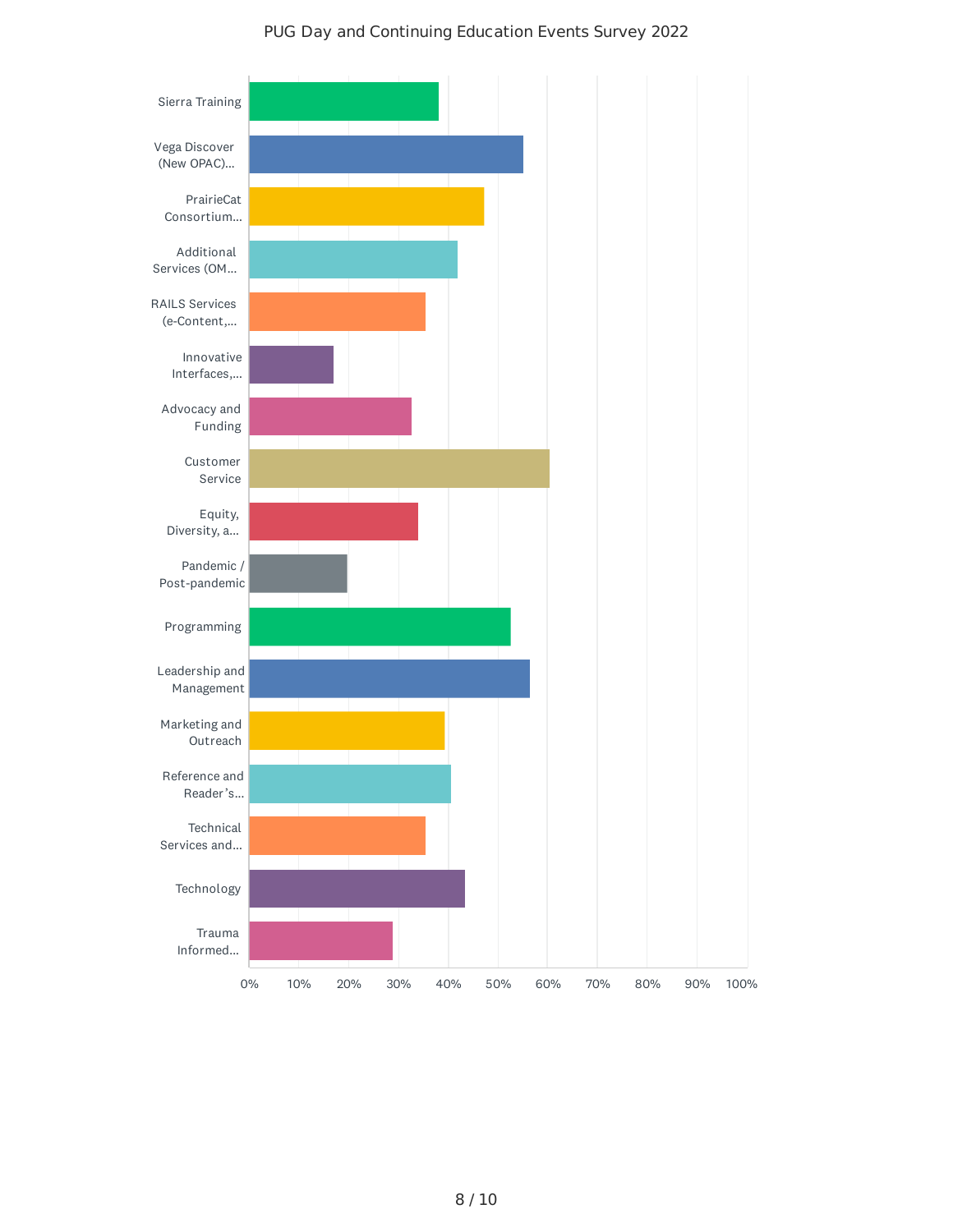PUG Day and Continuing Education Events Survey 2022

| Category | Approximate % |
| --- | --- |
| Sierra Training | 38% |
| Vega Discover (New OPAC)... | 55% |
| PrairieCat Consortium... | 47% |
| Additional Services (OM... | 42% |
| RAILS Services (e-Content,... | 35% |
| Innovative Interfaces,... | 17% |
| Advocacy and Funding | 33% |
| Customer Service | 60% |
| Equity, Diversity, a... | 34% |
| Pandemic / Post-pandemic | 20% |
| Programming | 52% |
| Leadership and Management | 56% |
| Marketing and Outreach | 39% |
| Reference and Reader's... | 40% |
| Technical Services and... | 35% |
| Technology | 43% |
| Trauma Informed... | 29% |

0% 10% 20% 30% 40% 50% 60% 70% 80% 90% 100%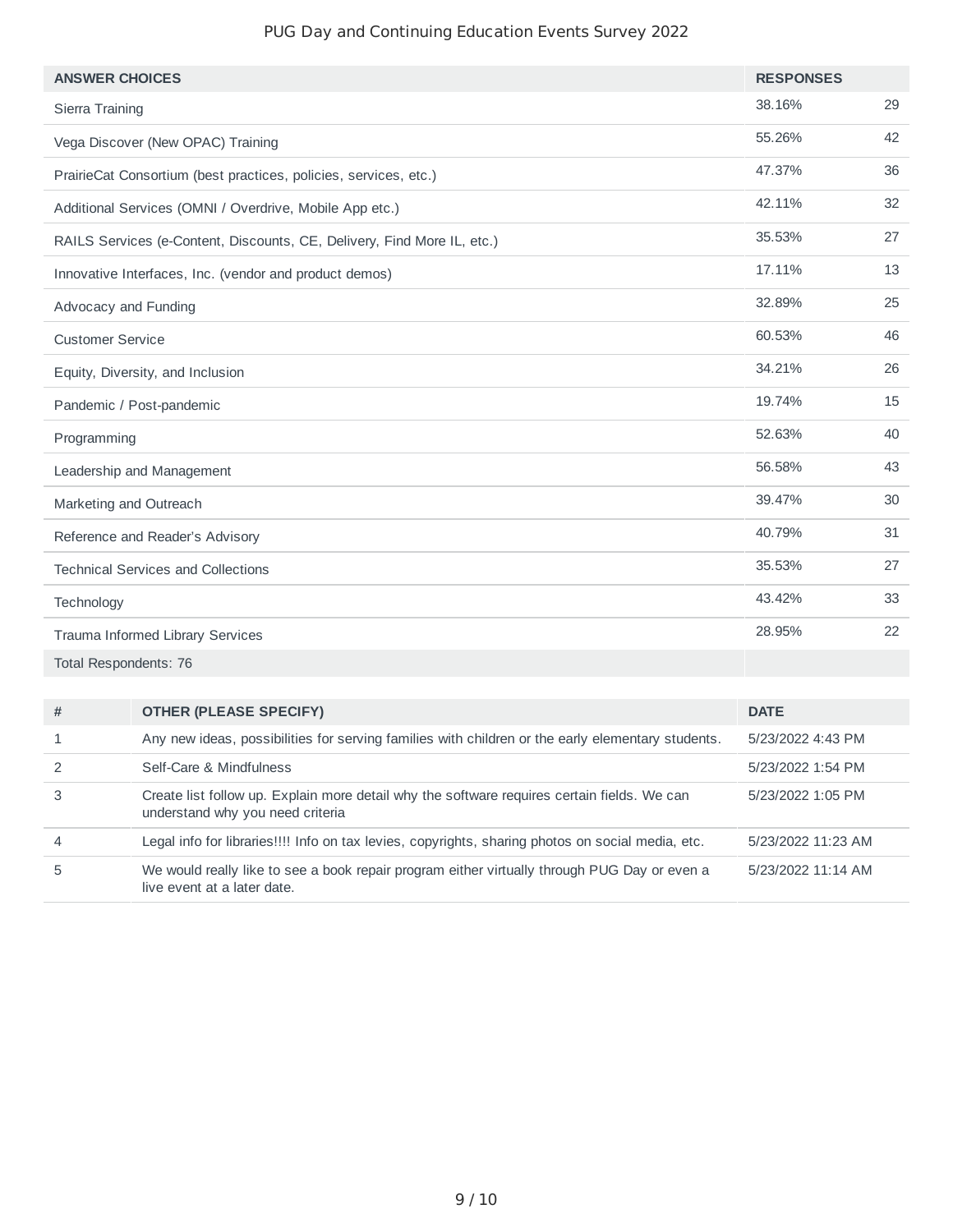| ANSWER CHOICES | RESPONSES | |
|---|---|---|
| Sierra Training | 38.16% | 29 |
| Vega Discover (New OPAC) Training | 55.26% | 42 |
| PrairieCat Consortium (best practices, policies, services, etc.) | 47.37% | 36 |
| Additional Services (OMNI / Overdrive, Mobile App etc.) | 42.11% | 32 |
| RAILS Services (e-Content, Discounts, CE, Delivery, Find More IL, etc.) | 35.53% | 27 |
| Innovative Interfaces, Inc. (vendor and product demos) | 17.11% | 13 |
| Advocacy and Funding | 32.89% | 25 |
| Customer Service | 60.53% | 46 |
| Equity, Diversity, and Inclusion | 34.21% | 26 |
| Pandemic / Post-pandemic | 19.74% | 15 |
| Programming | 52.63% | 40 |
| Leadership and Management | 56.58% | 43 |
| Marketing and Outreach | 39.47% | 30 |
| Reference and Reader's Advisory | 40.79% | 31 |
| Technical Services and Collections | 35.53% | 27 |
| Technology | 43.42% | 33 |
| Trauma Informed Library Services | 28.95% | 22 |
| Total Respondents: 76 | | |

| # | OTHER (PLEASE SPECIFY) | DATE |
|---|---|---|
| 1 | Any new ideas, possibilities for serving families with children or the early elementary students. | 5/23/2022 4:43 PM |
| 2 | Self-Care & Mindfulness | 5/23/2022 1:54 PM |
| 3 | Create list follow up. Explain more detail why the software requires certain fields. We can understand why you need criteria | 5/23/2022 1:05 PM |
| 4 | Legal info for libraries!!!! Info on tax levies, copyrights, sharing photos on social media, etc. | 5/23/2022 11:23 AM |
| 5 | We would really like to see a book repair program either virtually through PUG Day or even a live event at a later date. | 5/23/2022 11:14 AM |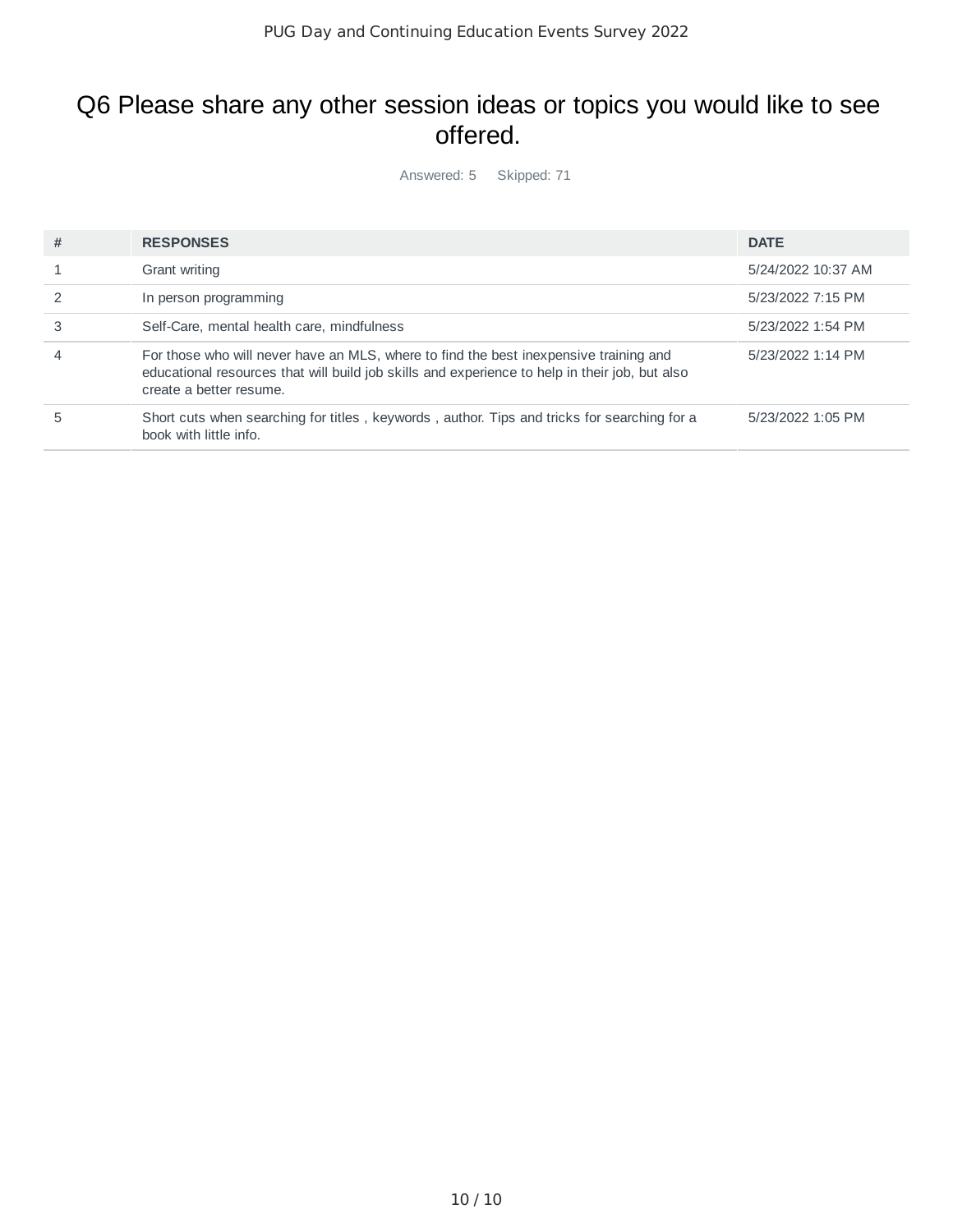# Q6 Please share any other session ideas or topics you would like to see offered.

Answered: 5 Skipped: 71

| # | RESPONSES | DATE |
|---|---|---|
| 1 | Grant writing | 5/24/2022 10:37 AM |
| 2 | In person programming | 5/23/2022 7:15 PM |
| 3 | Self-Care, mental health care, mindfulness | 5/23/2022 1:54 PM |
| 4 | For those who will never have an MLS, where to find the best inexpensive training and educational resources that will build job skills and experience to help in their job, but also create a better resume. | 5/23/2022 1:14 PM |
| 5 | Short cuts when searching for titles , keywords , author. Tips and tricks for searching for a book with little info. | 5/23/2022 1:05 PM |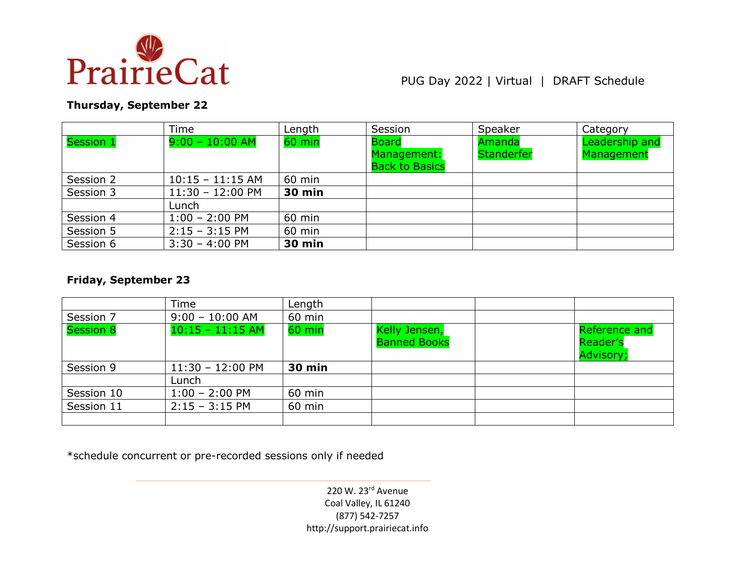PrairieCat

PUG Day 2022 | Virtual | DRAFT Schedule

**Thursday, September 22**

| | Time | Length | Session | Speaker | Category |
|---|---|---|---|---|---|
| Session 1 | 9:00 – 10:00 AM | 60 min | Board Management: Back to Basics | Amanda Standerfer | Leadership and Management |
| Session 2 | 10:15 – 11:15 AM | 60 min | | | |
| Session 3 | 11:30 – 12:00 PM | **30 min** | | | |
| | Lunch | | | | |
| Session 4 | 1:00 – 2:00 PM | 60 min | | | |
| Session 5 | 2:15 – 3:15 PM | 60 min | | | |
| Session 6 | 3:30 – 4:00 PM | **30 min** | | | |

**Friday, September 23**

| | Time | Length | | | |
|---|---|---|---|---|---|
| Session 7 | 9:00 – 10:00 AM | 60 min | | | |
| Session 8 | 10:15 – 11:15 AM | 60 min | Kelly Jensen, Banned Books | | Reference and Reader's Advisory; |
| Session 9 | 11:30 – 12:00 PM | **30 min** | | | |
| | Lunch | | | | |
| Session 10 | 1:00 – 2:00 PM | 60 min | | | |
| Session 11 | 2:15 – 3:15 PM | 60 min | | | |
| | | | | | |

*schedule concurrent or pre-recorded sessions only if needed

220 W. 23rd Avenue
Coal Valley, IL 61240
(877) 542-7257
http://support.prairiecat.info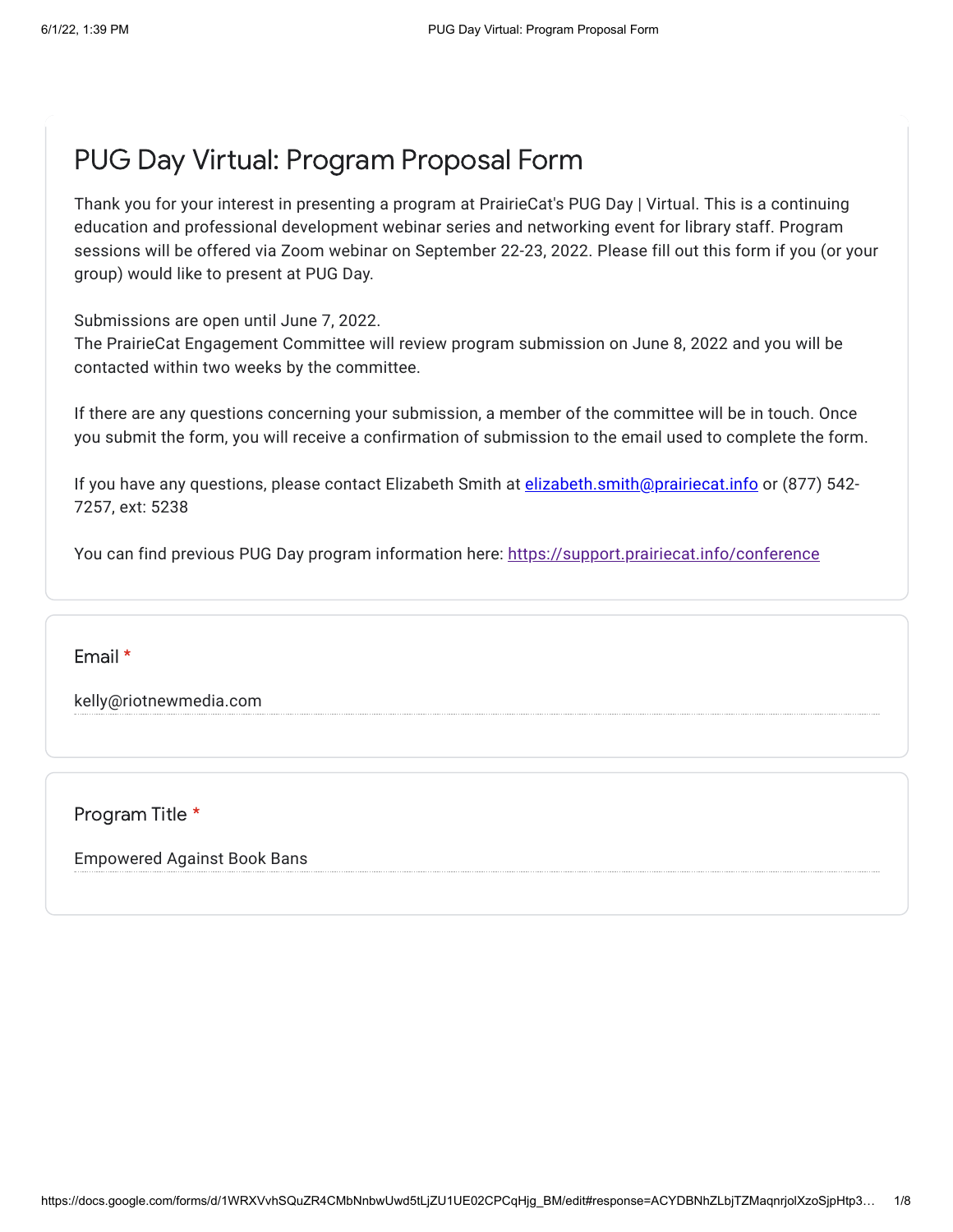# PUG Day Virtual: Program Proposal Form

Thank you for your interest in presenting a program at PrairieCat's PUG Day | Virtual. This is a continuing education and professional development webinar series and networking event for library staff. Program sessions will be offered via Zoom webinar on September 22-23, 2022. Please fill out this form if you (or your group) would like to present at PUG Day.

Submissions are open until June 7, 2022.
The PrairieCat Engagement Committee will review program submission on June 8, 2022 and you will be contacted within two weeks by the committee.

If there are any questions concerning your submission, a member of the committee will be in touch. Once you submit the form, you will receive a confirmation of submission to the email used to complete the form.

If you have any questions, please contact Elizabeth Smith at elizabeth.smith@prairiecat.info or (877) 542-7257, ext: 5238

You can find previous PUG Day program information here: https://support.prairiecat.info/conference

Email *

kelly@riotnewmedia.com

Program Title *

Empowered Against Book Bans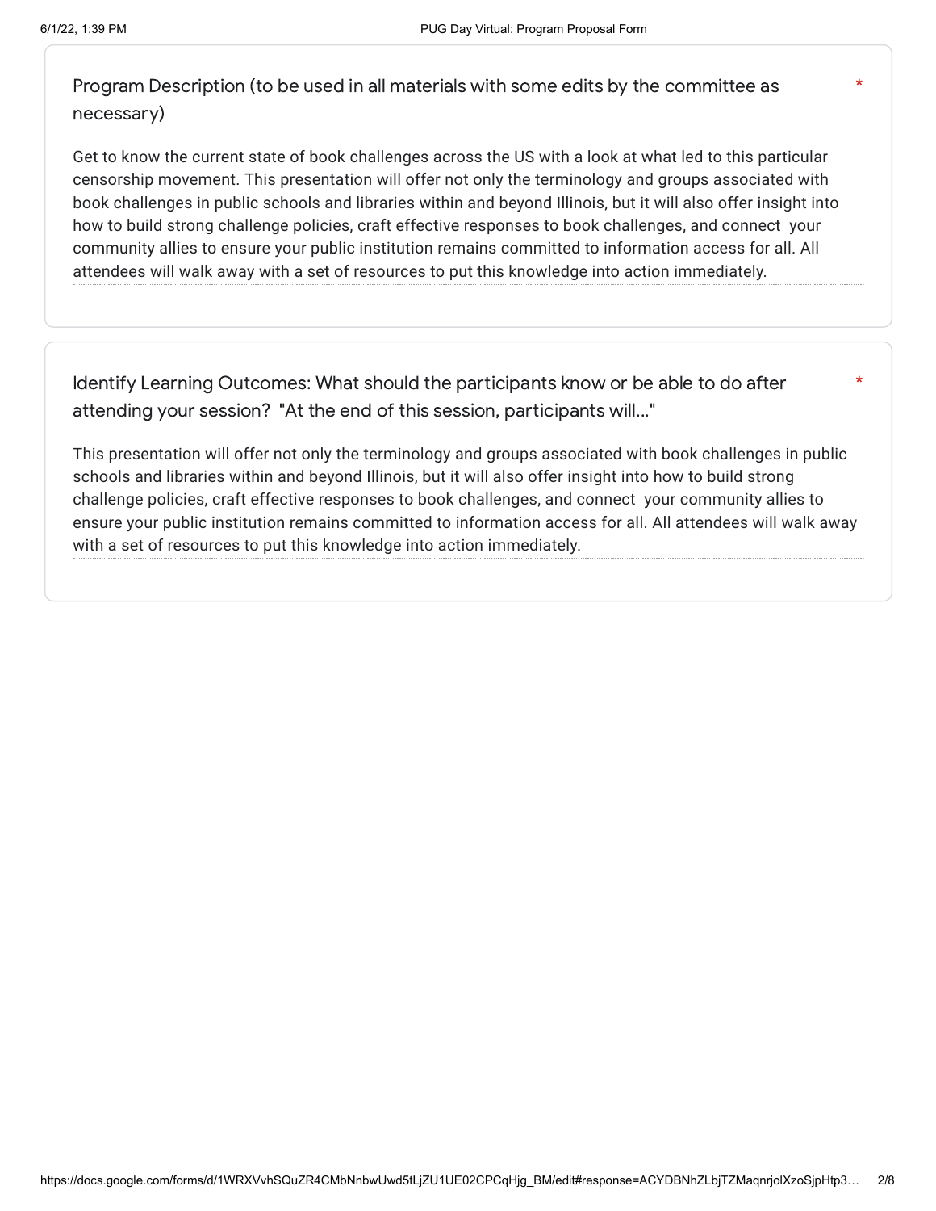### Program Description (to be used in all materials with some edits by the committee as necessary) *

Get to know the current state of book challenges across the US with a look at what led to this particular censorship movement. This presentation will offer not only the terminology and groups associated with book challenges in public schools and libraries within and beyond Illinois, but it will also offer insight into how to build strong challenge policies, craft effective responses to book challenges, and connect your community allies to ensure your public institution remains committed to information access for all. All attendees will walk away with a set of resources to put this knowledge into action immediately.

### Identify Learning Outcomes: What should the participants know or be able to do after attending your session? "At the end of this session, participants will..." *

This presentation will offer not only the terminology and groups associated with book challenges in public schools and libraries within and beyond Illinois, but it will also offer insight into how to build strong challenge policies, craft effective responses to book challenges, and connect your community allies to ensure your public institution remains committed to information access for all. All attendees will walk away with a set of resources to put this knowledge into action immediately.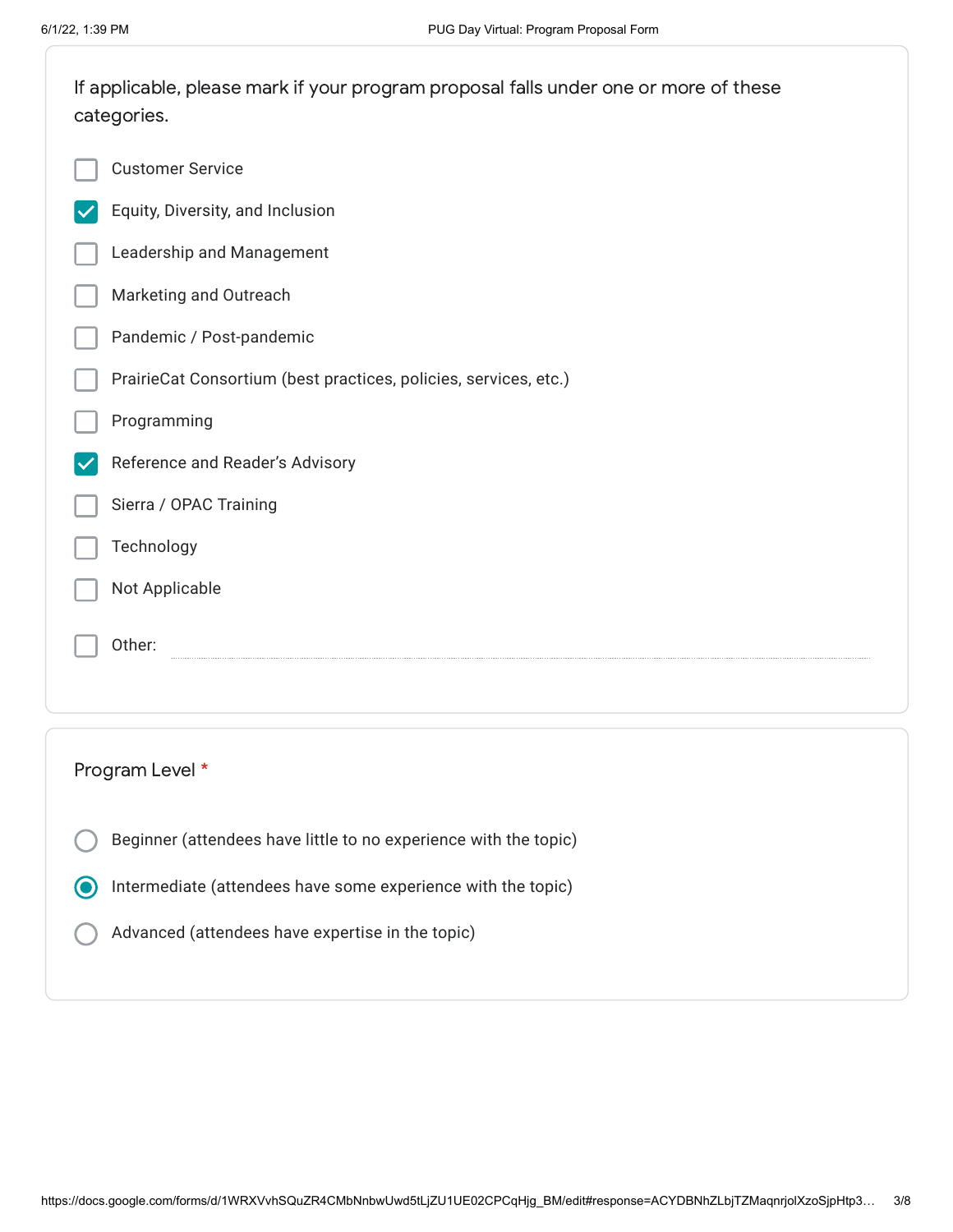If applicable, please mark if your program proposal falls under one or more of these categories.

- [ ] Customer Service
- [x] Equity, Diversity, and Inclusion
- [ ] Leadership and Management
- [ ] Marketing and Outreach
- [ ] Pandemic / Post-pandemic
- [ ] PrairieCat Consortium (best practices, policies, services, etc.)
- [ ] Programming
- [x] Reference and Reader's Advisory
- [ ] Sierra / OPAC Training
- [ ] Technology
- [ ] Not Applicable
- [ ] Other: 

Program Level *

- ( ) Beginner (attendees have little to no experience with the topic)
- (•) Intermediate (attendees have some experience with the topic)
- ( ) Advanced (attendees have expertise in the topic)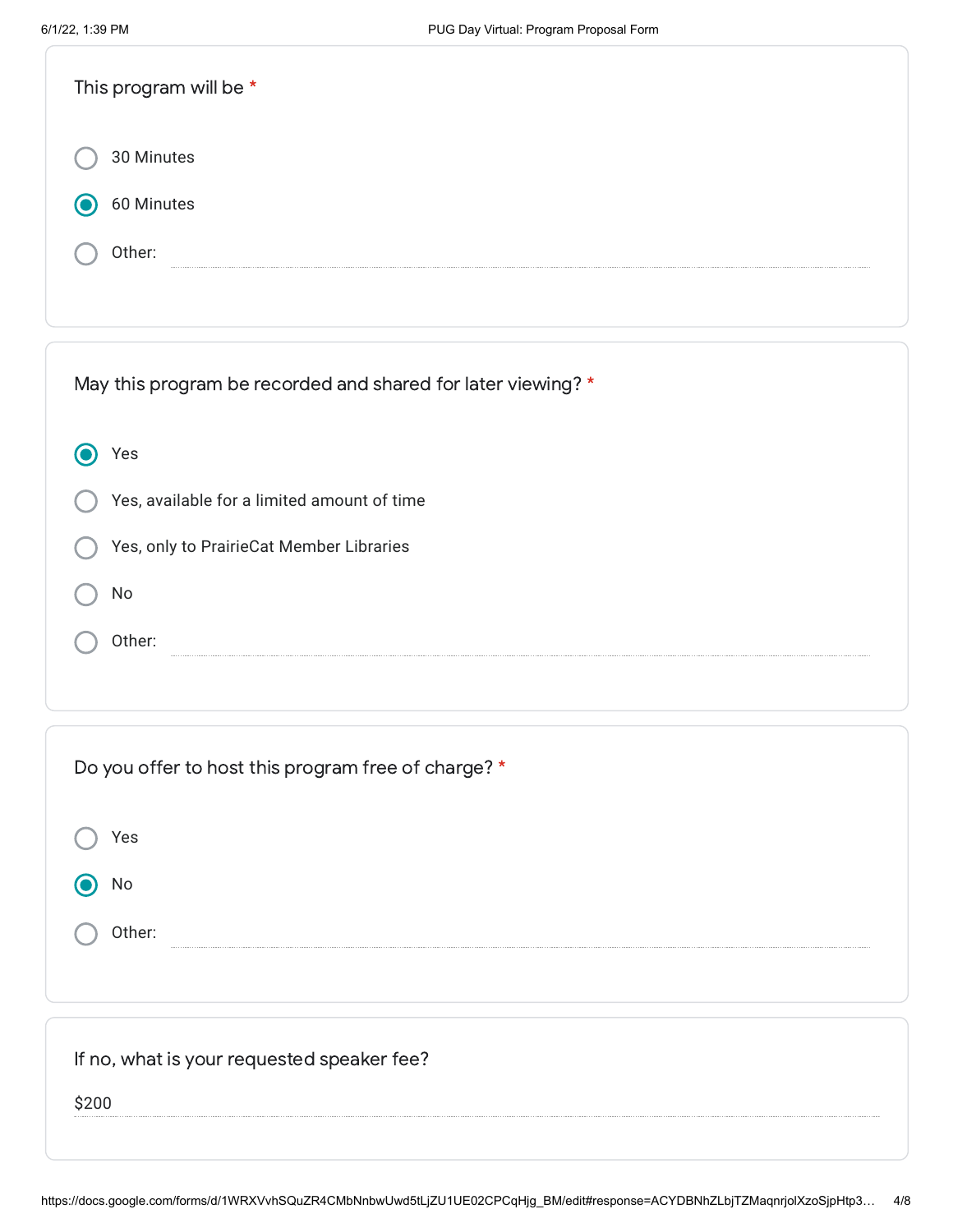This program will be *

- ( ) 30 Minutes
- (•) 60 Minutes
- ( ) Other:

May this program be recorded and shared for later viewing? *

- (•) Yes
- ( ) Yes, available for a limited amount of time
- ( ) Yes, only to PrairieCat Member Libraries
- ( ) No
- ( ) Other:

Do you offer to host this program free of charge? *

- ( ) Yes
- (•) No
- ( ) Other:

If no, what is your requested speaker fee?

$200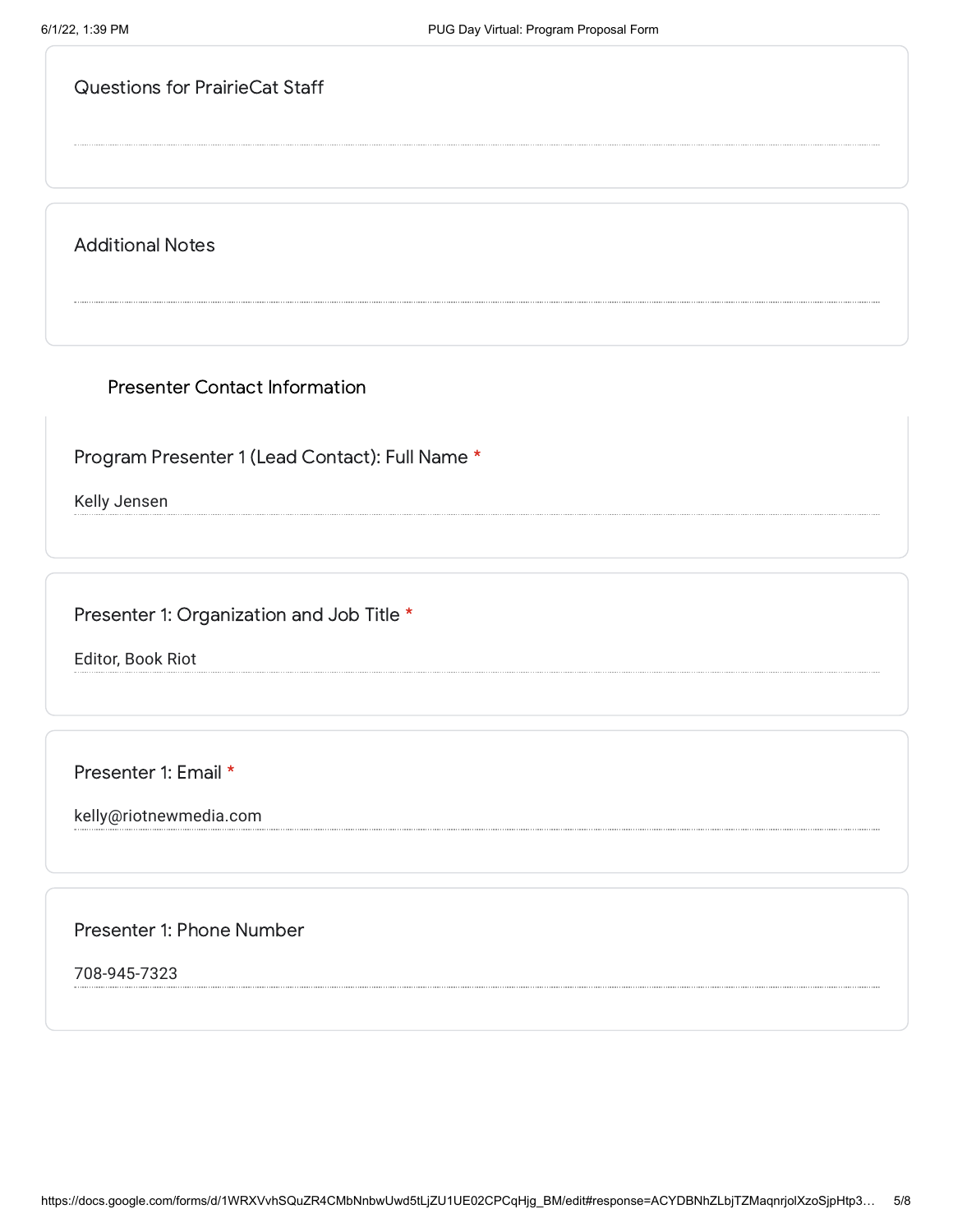Questions for PrairieCat Staff

Additional Notes

## Presenter Contact Information

Program Presenter 1 (Lead Contact): Full Name *

Kelly Jensen

Presenter 1: Organization and Job Title *

Editor, Book Riot

Presenter 1: Email *

kelly@riotnewmedia.com

Presenter 1: Phone Number

708-945-7323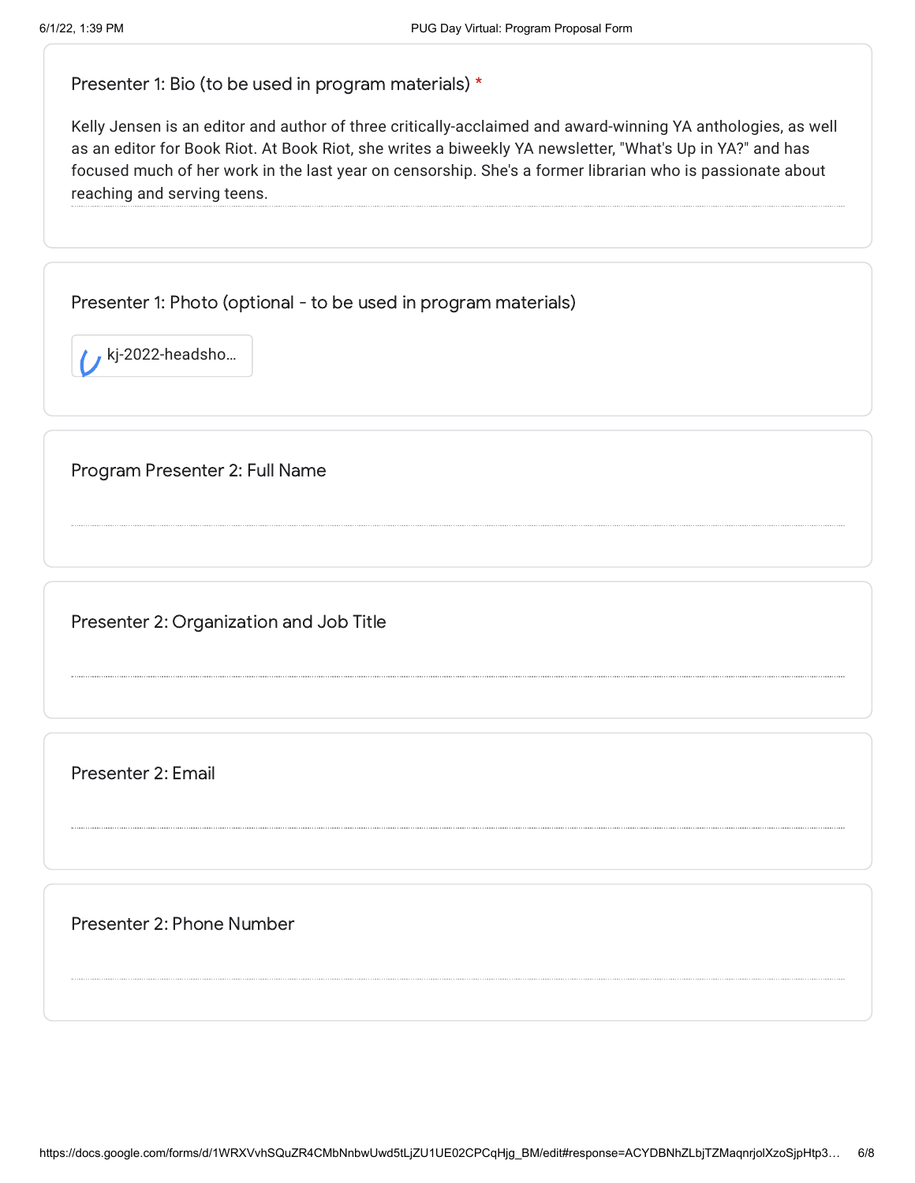Presenter 1: Bio (to be used in program materials) *

Kelly Jensen is an editor and author of three critically-acclaimed and award-winning YA anthologies, as well as an editor for Book Riot. At Book Riot, she writes a biweekly YA newsletter, "What's Up in YA?" and has focused much of her work in the last year on censorship. She's a former librarian who is passionate about reaching and serving teens.

Presenter 1: Photo (optional - to be used in program materials)

kj-2022-headsho...

Program Presenter 2: Full Name

Presenter 2: Organization and Job Title

Presenter 2: Email

Presenter 2: Phone Number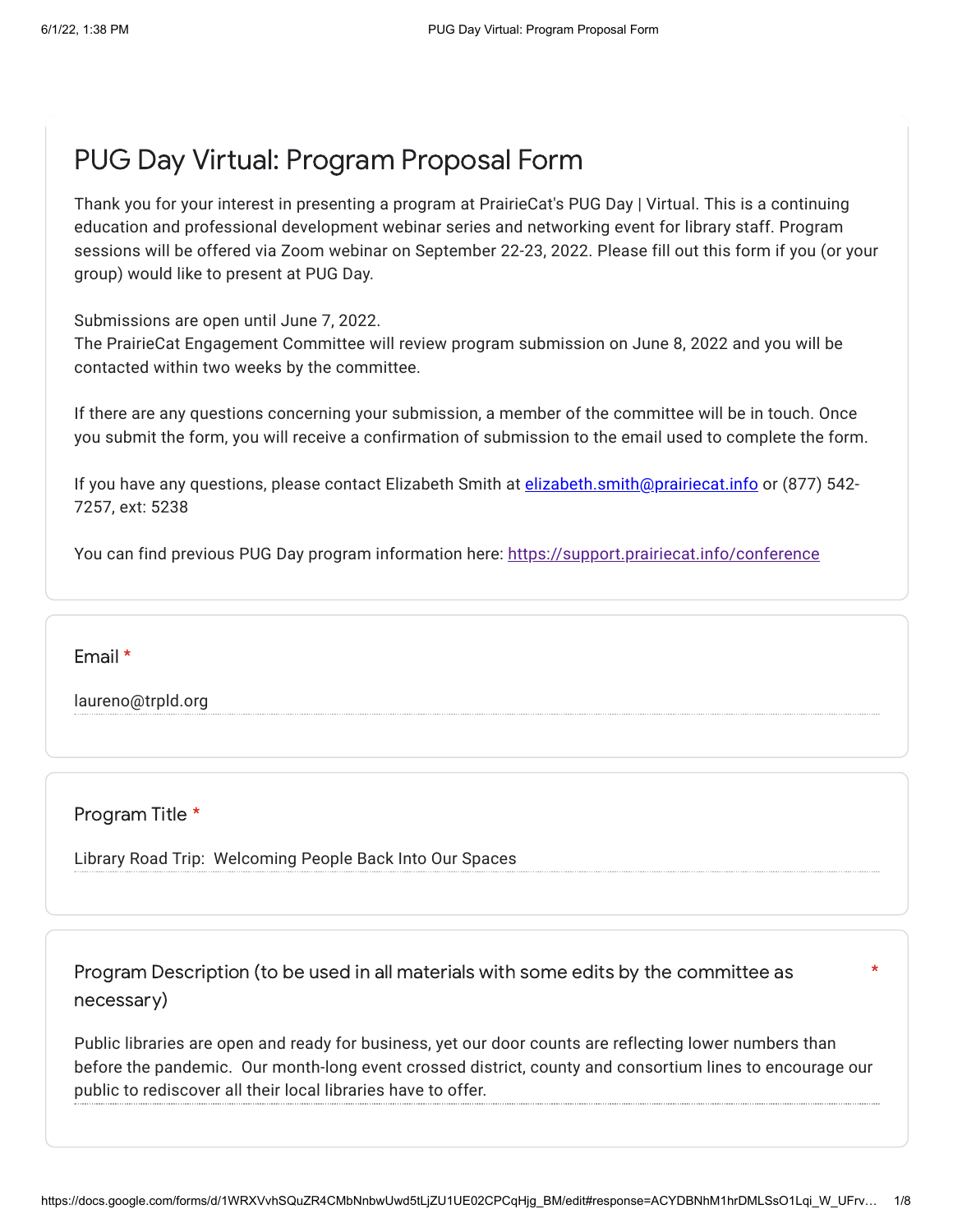# PUG Day Virtual: Program Proposal Form

Thank you for your interest in presenting a program at PrairieCat's PUG Day | Virtual. This is a continuing education and professional development webinar series and networking event for library staff. Program sessions will be offered via Zoom webinar on September 22-23, 2022. Please fill out this form if you (or your group) would like to present at PUG Day.

Submissions are open until June 7, 2022.
The PrairieCat Engagement Committee will review program submission on June 8, 2022 and you will be contacted within two weeks by the committee.

If there are any questions concerning your submission, a member of the committee will be in touch. Once you submit the form, you will receive a confirmation of submission to the email used to complete the form.

If you have any questions, please contact Elizabeth Smith at elizabeth.smith@prairiecat.info or (877) 542-7257, ext: 5238

You can find previous PUG Day program information here: https://support.prairiecat.info/conference

**Email** *

laureno@trpld.org

**Program Title** *

Library Road Trip:  Welcoming People Back Into Our Spaces

**Program Description (to be used in all materials with some edits by the committee as necessary)** *

Public libraries are open and ready for business, yet our door counts are reflecting lower numbers than before the pandemic.  Our month-long event crossed district, county and consortium lines to encourage our public to rediscover all their local libraries have to offer.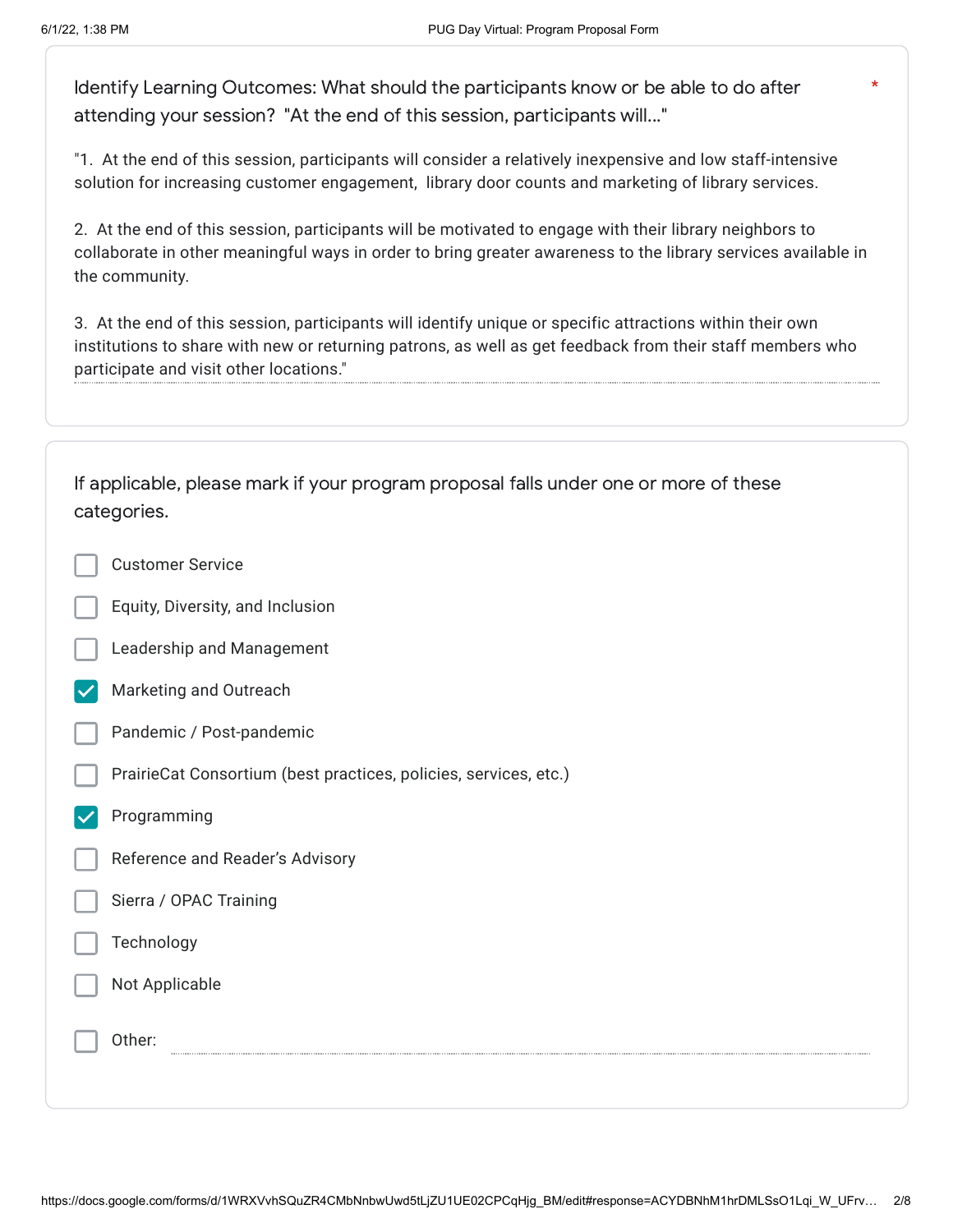Identify Learning Outcomes: What should the participants know or be able to do after attending your session? "At the end of this session, participants will..." *

"1. At the end of this session, participants will consider a relatively inexpensive and low staff-intensive solution for increasing customer engagement, library door counts and marketing of library services.

2. At the end of this session, participants will be motivated to engage with their library neighbors to collaborate in other meaningful ways in order to bring greater awareness to the library services available in the community.

3. At the end of this session, participants will identify unique or specific attractions within their own institutions to share with new or returning patrons, as well as get feedback from their staff members who participate and visit other locations."

If applicable, please mark if your program proposal falls under one or more of these categories.

- [ ] Customer Service
- [ ] Equity, Diversity, and Inclusion
- [ ] Leadership and Management
- [x] Marketing and Outreach
- [ ] Pandemic / Post-pandemic
- [ ] PrairieCat Consortium (best practices, policies, services, etc.)
- [x] Programming
- [ ] Reference and Reader's Advisory
- [ ] Sierra / OPAC Training
- [ ] Technology
- [ ] Not Applicable
- [ ] Other: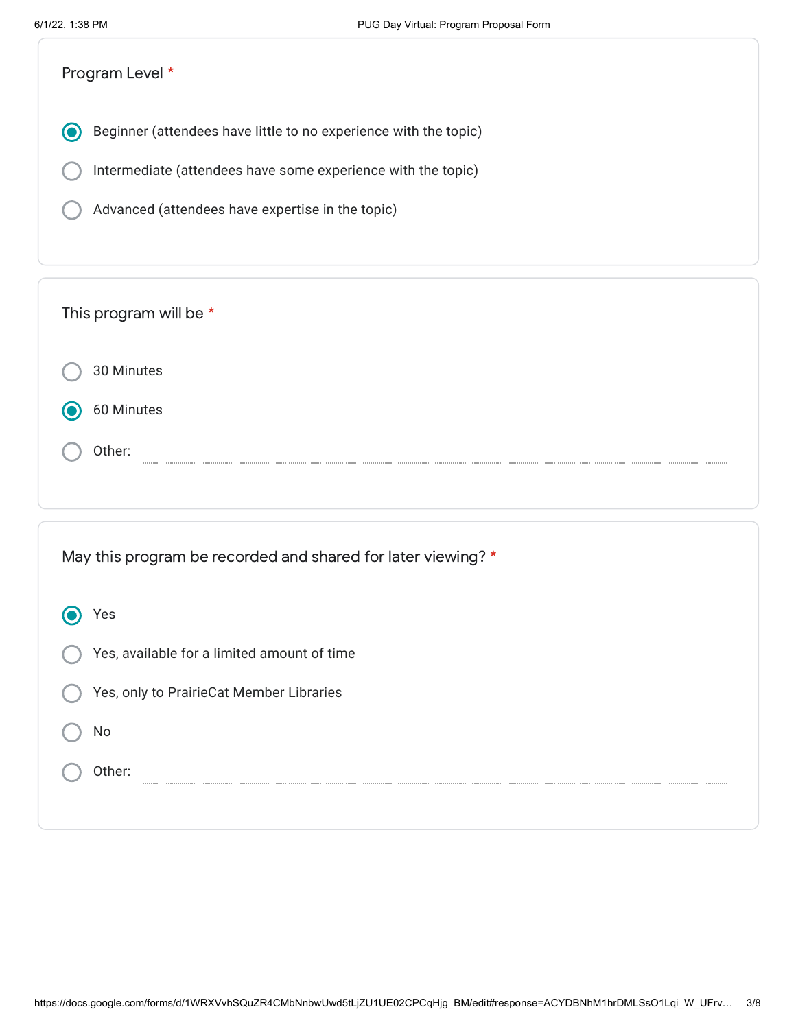Program Level *

- (x) Beginner (attendees have little to no experience with the topic)
- ( ) Intermediate (attendees have some experience with the topic)
- ( ) Advanced (attendees have expertise in the topic)

This program will be *

- ( ) 30 Minutes
- (x) 60 Minutes
- ( ) Other: 

May this program be recorded and shared for later viewing? *

- (x) Yes
- ( ) Yes, available for a limited amount of time
- ( ) Yes, only to PrairieCat Member Libraries
- ( ) No
- ( ) Other: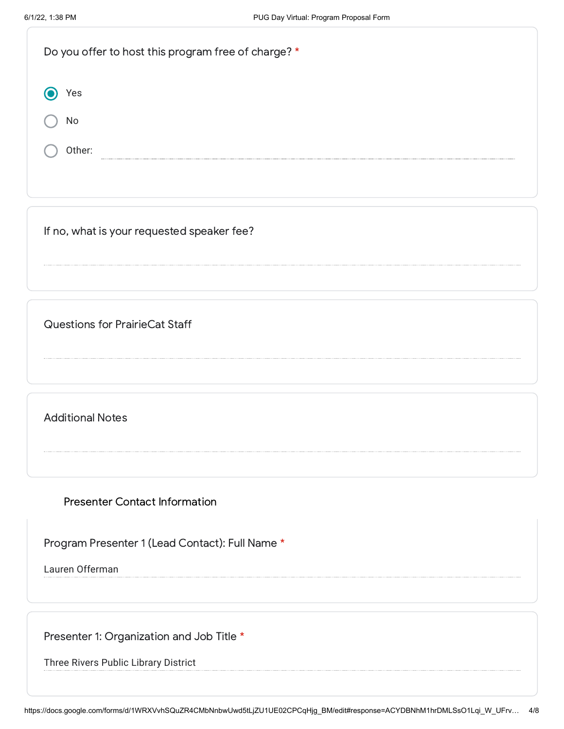Do you offer to host this program free of charge? *

- [x] Yes
- [ ] No
- [ ] Other:

If no, what is your requested speaker fee?

Questions for PrairieCat Staff

Additional Notes

## Presenter Contact Information

Program Presenter 1 (Lead Contact): Full Name *

Lauren Offerman

Presenter 1: Organization and Job Title *

Three Rivers Public Library District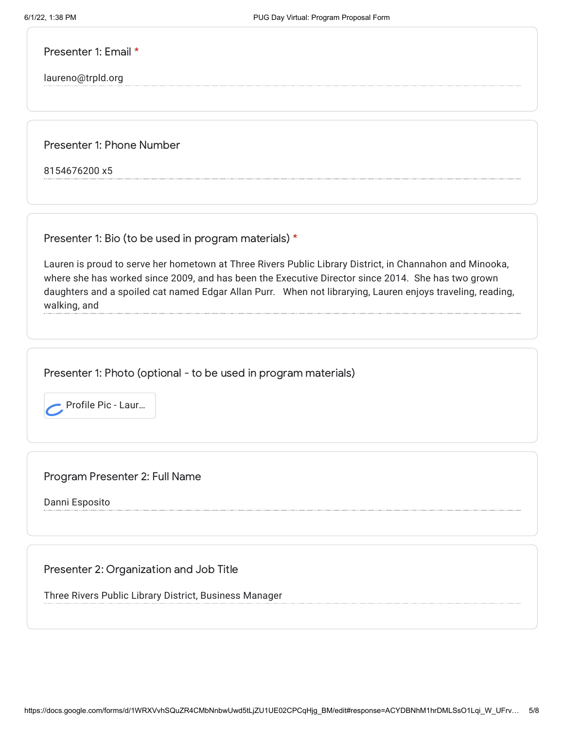Presenter 1: Email *

laureno@trpld.org

Presenter 1: Phone Number

8154676200 x5

Presenter 1: Bio (to be used in program materials) *

Lauren is proud to serve her hometown at Three Rivers Public Library District, in Channahon and Minooka, where she has worked since 2009, and has been the Executive Director since 2014. She has two grown daughters and a spoiled cat named Edgar Allan Purr. When not librarying, Lauren enjoys traveling, reading, walking, and

Presenter 1: Photo (optional - to be used in program materials)

Profile Pic - Laur...

Program Presenter 2: Full Name

Danni Esposito

Presenter 2: Organization and Job Title

Three Rivers Public Library District, Business Manager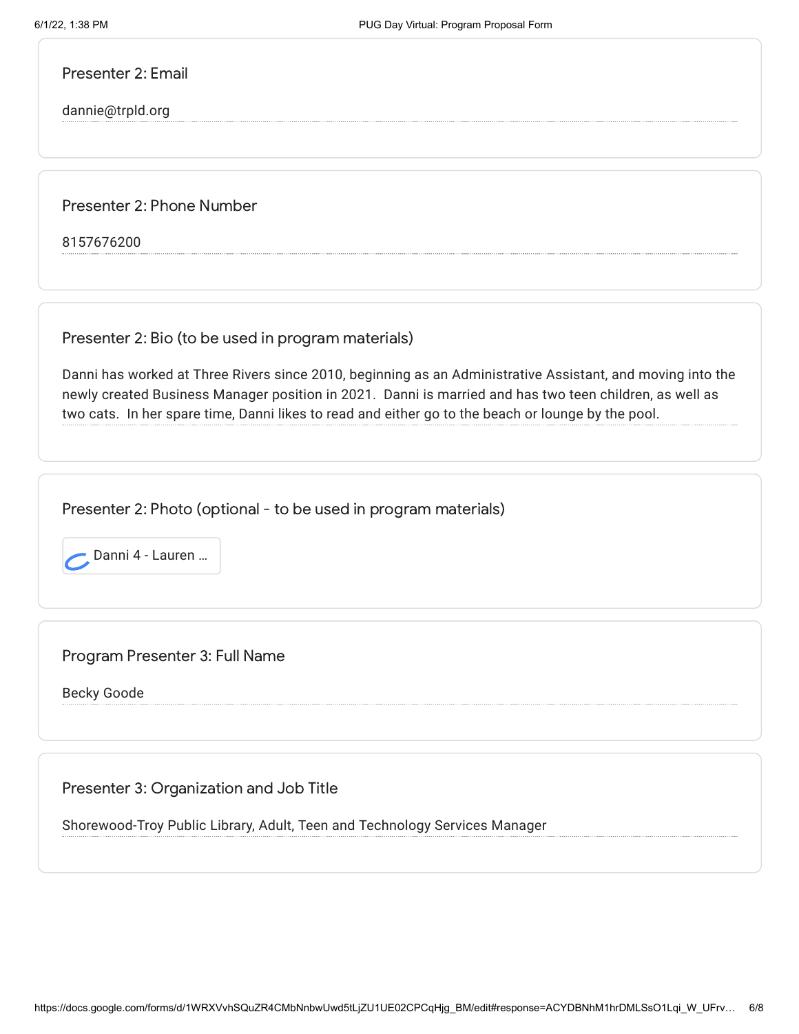**Presenter 2: Email**

dannie@trpld.org

**Presenter 2: Phone Number**

8157676200

**Presenter 2: Bio (to be used in program materials)**

Danni has worked at Three Rivers since 2010, beginning as an Administrative Assistant, and moving into the newly created Business Manager position in 2021. Danni is married and has two teen children, as well as two cats. In her spare time, Danni likes to read and either go to the beach or lounge by the pool.

**Presenter 2: Photo (optional - to be used in program materials)**

Danni 4 - Lauren ...

**Program Presenter 3: Full Name**

Becky Goode

**Presenter 3: Organization and Job Title**

Shorewood-Troy Public Library, Adult, Teen and Technology Services Manager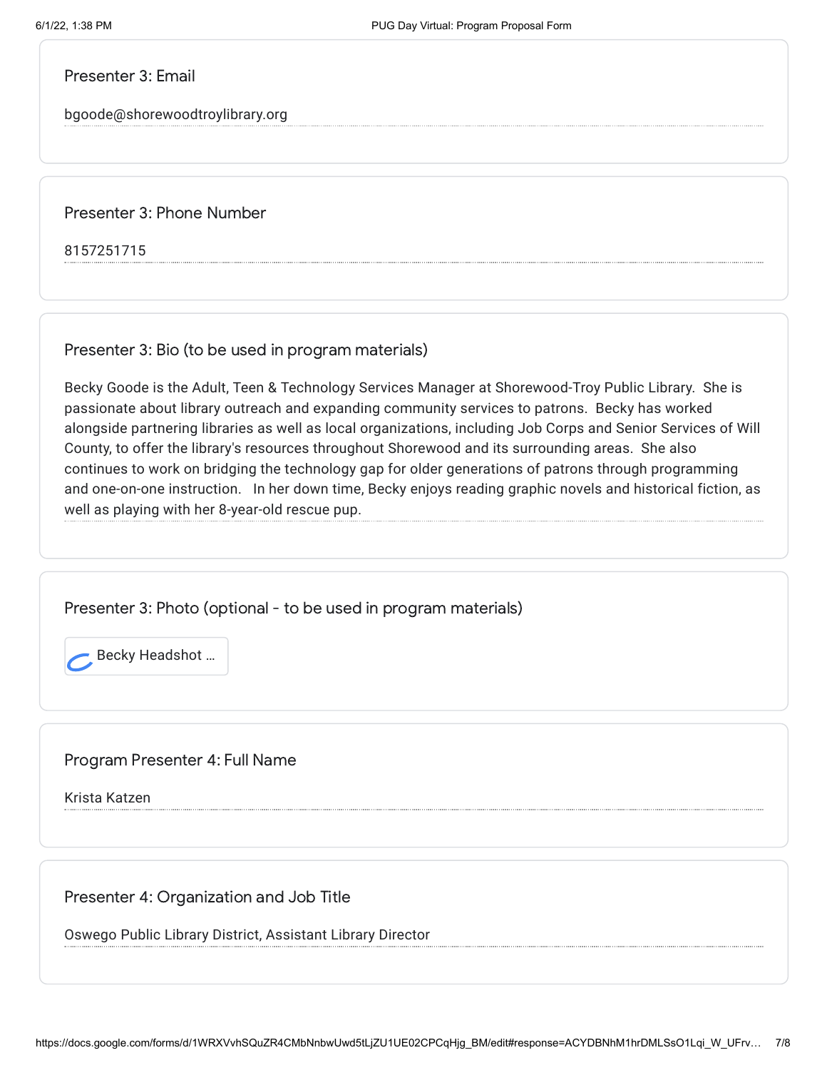### Presenter 3: Email

bgoode@shorewoodtroylibrary.org

### Presenter 3: Phone Number

8157251715

### Presenter 3: Bio (to be used in program materials)

Becky Goode is the Adult, Teen & Technology Services Manager at Shorewood-Troy Public Library. She is passionate about library outreach and expanding community services to patrons. Becky has worked alongside partnering libraries as well as local organizations, including Job Corps and Senior Services of Will County, to offer the library's resources throughout Shorewood and its surrounding areas. She also continues to work on bridging the technology gap for older generations of patrons through programming and one-on-one instruction. In her down time, Becky enjoys reading graphic novels and historical fiction, as well as playing with her 8-year-old rescue pup.

### Presenter 3: Photo (optional - to be used in program materials)

Becky Headshot ...

### Program Presenter 4: Full Name

Krista Katzen

### Presenter 4: Organization and Job Title

Oswego Public Library District, Assistant Library Director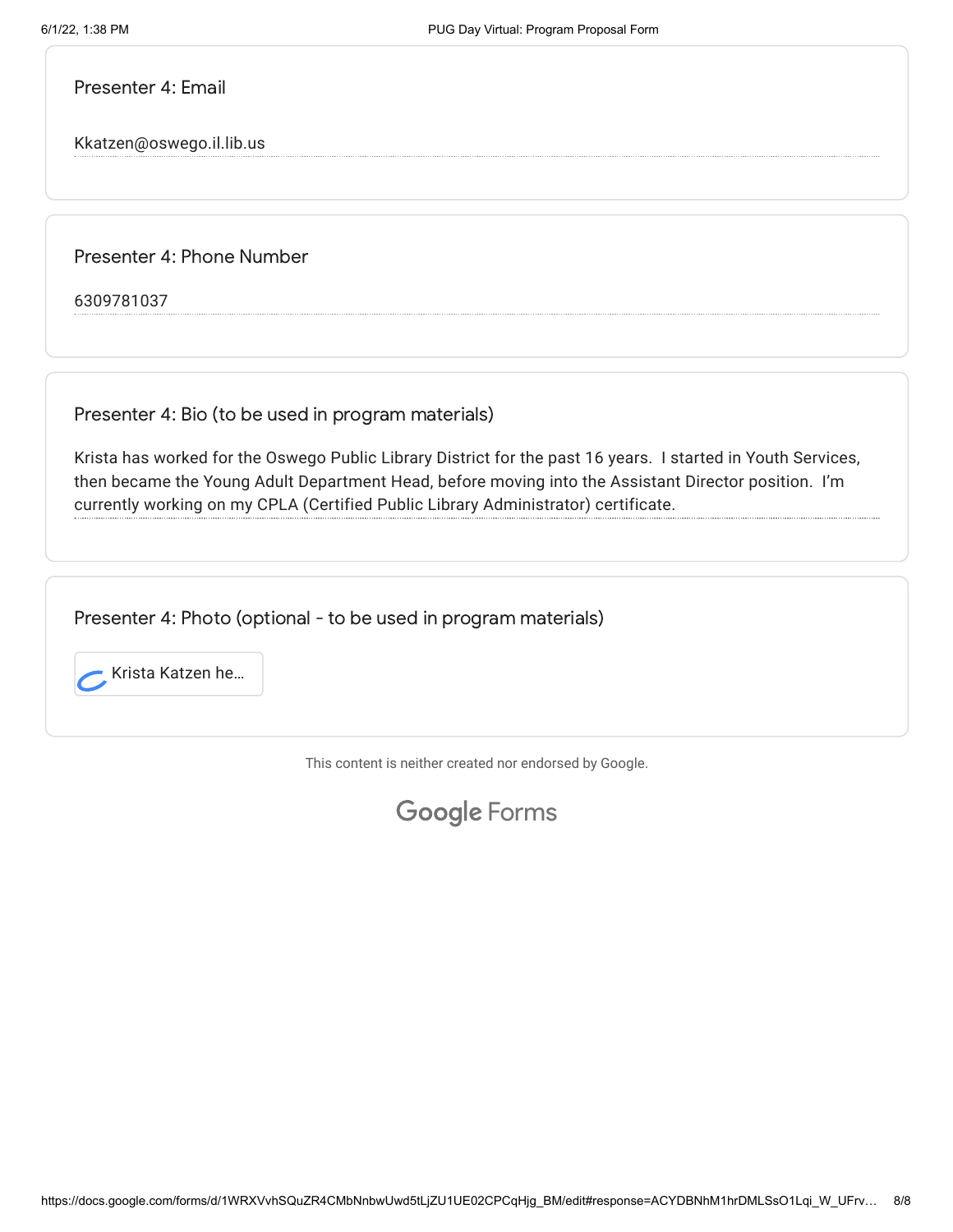### Presenter 4: Email

Kkatzen@oswego.il.lib.us

### Presenter 4: Phone Number

6309781037

### Presenter 4: Bio (to be used in program materials)

Krista has worked for the Oswego Public Library District for the past 16 years. I started in Youth Services, then became the Young Adult Department Head, before moving into the Assistant Director position. I'm currently working on my CPLA (Certified Public Library Administrator) certificate.

### Presenter 4: Photo (optional - to be used in program materials)

Krista Katzen he...

This content is neither created nor endorsed by Google.

Google Forms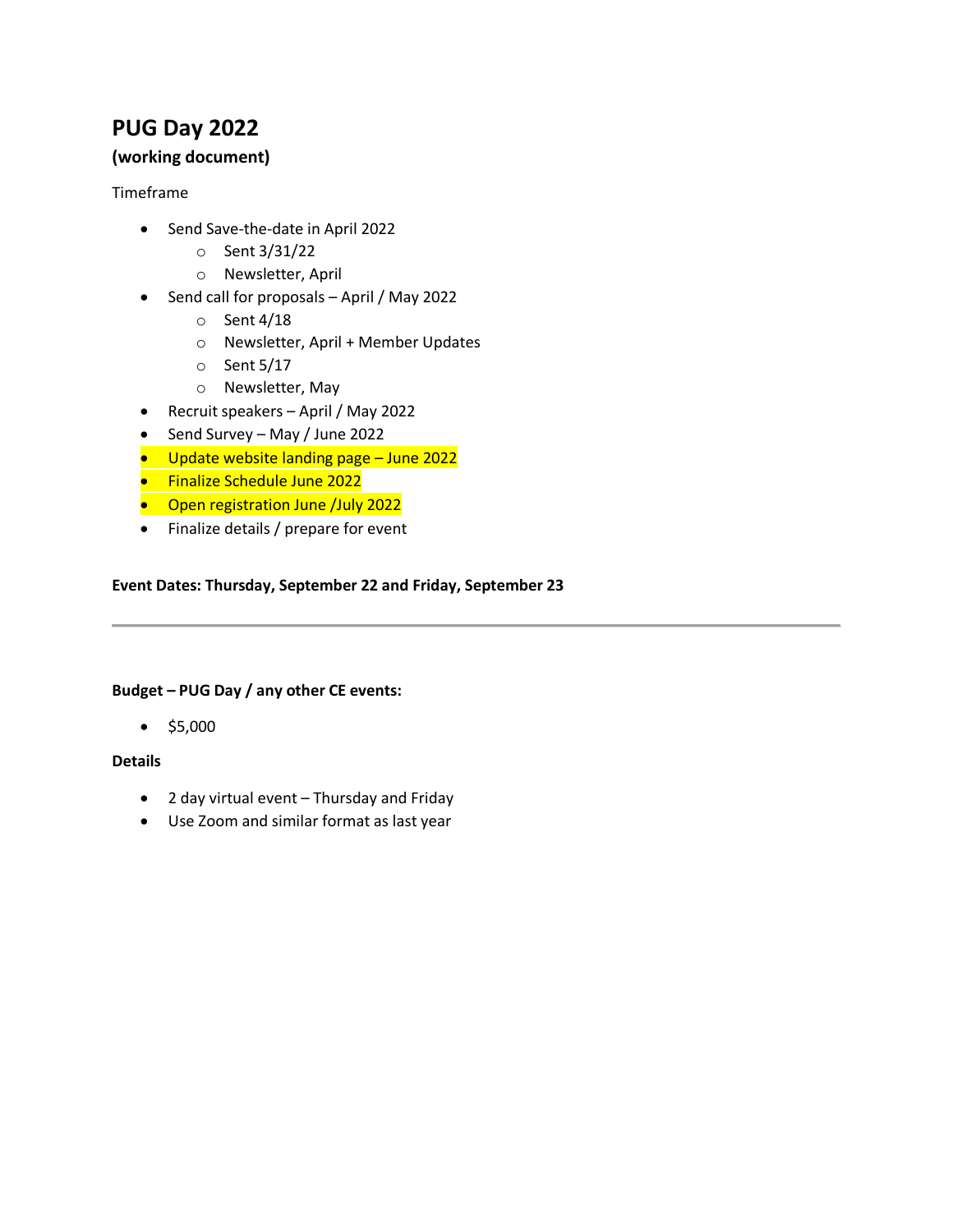# PUG Day 2022

**(working document)**

Timeframe

- Send Save-the-date in April 2022
  - Sent 3/31/22
  - Newsletter, April
- Send call for proposals – April / May 2022
  - Sent 4/18
  - Newsletter, April + Member Updates
  - Sent 5/17
  - Newsletter, May
- Recruit speakers – April / May 2022
- Send Survey – May / June 2022
- Update website landing page – June 2022
- Finalize Schedule June 2022
- Open registration June /July 2022
- Finalize details / prepare for event

**Event Dates: Thursday, September 22 and Friday, September 23**

---

**Budget – PUG Day / any other CE events:**

- $5,000

**Details**

- 2 day virtual event – Thursday and Friday
- Use Zoom and similar format as last year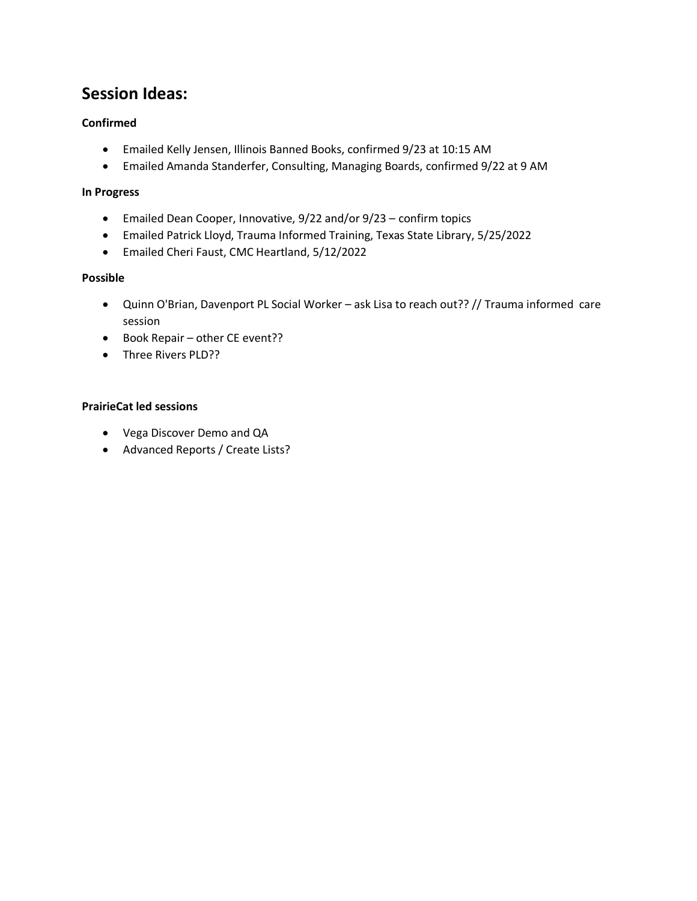## Session Ideas:

**Confirmed**

- Emailed Kelly Jensen, Illinois Banned Books, confirmed 9/23 at 10:15 AM
- Emailed Amanda Standerfer, Consulting, Managing Boards, confirmed 9/22 at 9 AM

**In Progress**

- Emailed Dean Cooper, Innovative, 9/22 and/or 9/23 – confirm topics
- Emailed Patrick Lloyd, Trauma Informed Training, Texas State Library, 5/25/2022
- Emailed Cheri Faust, CMC Heartland, 5/12/2022

**Possible**

- Quinn O'Brian, Davenport PL Social Worker – ask Lisa to reach out?? // Trauma informed care session
- Book Repair – other CE event??
- Three Rivers PLD??

**PrairieCat led sessions**

- Vega Discover Demo and QA
- Advanced Reports / Create Lists?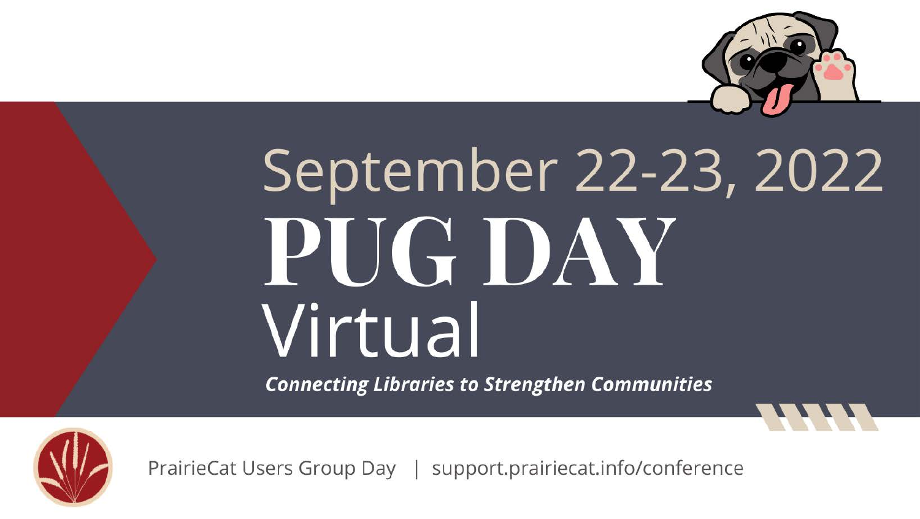# September 22-23, 2022

# PUG DAY

# Virtual

***Connecting Libraries to Strengthen Communities***

PrairieCat Users Group Day | support.prairiecat.info/conference